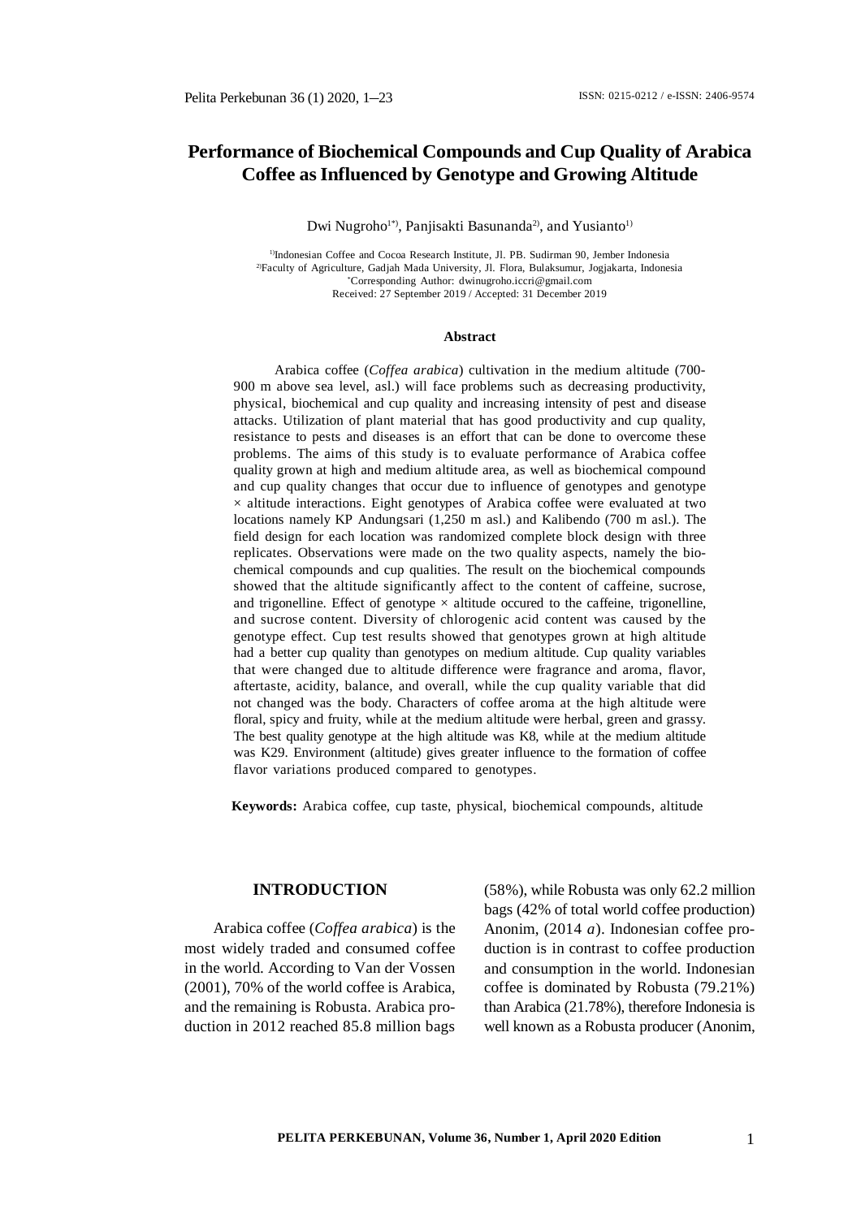# Performance of Biochemical Compounds and Cup Quality of Arabica Coffee as Influenced by Genotype and Growing Altitude

Dwi Nugroho[1*)], Panjisakti Basunanda[2)], and Yusianto[1)]

[1)]Indonesian Coffee and Cocoa Research Institute, Jl. PB. Sudirman 90, Jember Indonesia
[2)]Faculty of Agriculture, Gadjah Mada University, Jl. Flora, Bulaksumur, Jogjakarta, Indonesia
*Corresponding Author: dwinugroho.iccri@gmail.com
Received: 27 September 2019 / Accepted: 31 December 2019

### Abstract

Arabica coffee (*Coffea arabica*) cultivation in the medium altitude (700-900 m above sea level, asl.) will face problems such as decreasing productivity, physical, biochemical and cup quality and increasing intensity of pest and disease attacks. Utilization of plant material that has good productivity and cup quality, resistance to pests and diseases is an effort that can be done to overcome these problems. The aims of this study is to evaluate performance of Arabica coffee quality grown at high and medium altitude area, as well as biochemical compound and cup quality changes that occur due to influence of genotypes and genotype × altitude interactions. Eight genotypes of Arabica coffee were evaluated at two locations namely KP Andungsari (1,250 m asl.) and Kalibendo (700 m asl.). The field design for each location was randomized complete block design with three replicates. Observations were made on the two quality aspects, namely the biochemical compounds and cup qualities. The result on the biochemical compounds showed that the altitude significantly affect to the content of caffeine, sucrose, and trigonelline. Effect of genotype × altitude occured to the caffeine, trigonelline, and sucrose content. Diversity of chlorogenic acid content was caused by the genotype effect. Cup test results showed that genotypes grown at high altitude had a better cup quality than genotypes on medium altitude. Cup quality variables that were changed due to altitude difference were fragrance and aroma, flavor, aftertaste, acidity, balance, and overall, while the cup quality variable that did not changed was the body. Characters of coffee aroma at the high altitude were floral, spicy and fruity, while at the medium altitude were herbal, green and grassy. The best quality genotype at the high altitude was K8, while at the medium altitude was K29. Environment (altitude) gives greater influence to the formation of coffee flavor variations produced compared to genotypes.

**Keywords:** Arabica coffee, cup taste, physical, biochemical compounds, altitude

## INTRODUCTION

Arabica coffee (*Coffea arabica*) is the most widely traded and consumed coffee in the world. According to Van der Vossen (2001), 70% of the world coffee is Arabica, and the remaining is Robusta. Arabica production in 2012 reached 85.8 million bags (58%), while Robusta was only 62.2 million bags (42% of total world coffee production) Anonim, (2014 *a*). Indonesian coffee production is in contrast to coffee production and consumption in the world. Indonesian coffee is dominated by Robusta (79.21%) than Arabica (21.78%), therefore Indonesia is well known as a Robusta producer (Anonim,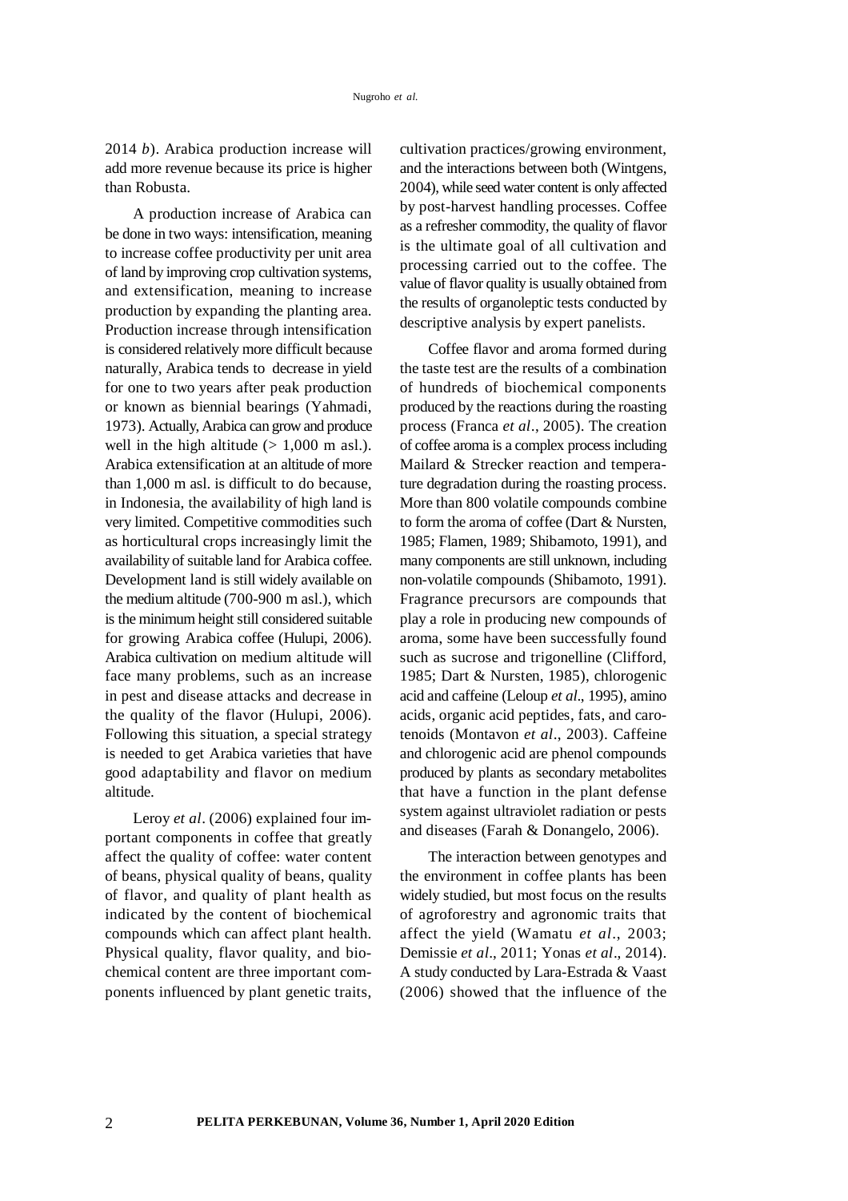2014 *b*). Arabica production increase will add more revenue because its price is higher than Robusta.

A production increase of Arabica can be done in two ways: intensification, meaning to increase coffee productivity per unit area of land by improving crop cultivation systems, and extensification, meaning to increase production by expanding the planting area. Production increase through intensification is considered relatively more difficult because naturally, Arabica tends to decrease in yield for one to two years after peak production or known as biennial bearings (Yahmadi, 1973). Actually, Arabica can grow and produce well in the high altitude (> 1,000 m asl.). Arabica extensification at an altitude of more than 1,000 m asl. is difficult to do because, in Indonesia, the availability of high land is very limited. Competitive commodities such as horticultural crops increasingly limit the availability of suitable land for Arabica coffee. Development land is still widely available on the medium altitude (700-900 m asl.), which is the minimum height still considered suitable for growing Arabica coffee (Hulupi, 2006). Arabica cultivation on medium altitude will face many problems, such as an increase in pest and disease attacks and decrease in the quality of the flavor (Hulupi, 2006). Following this situation, a special strategy is needed to get Arabica varieties that have good adaptability and flavor on medium altitude.

Leroy *et al*. (2006) explained four important components in coffee that greatly affect the quality of coffee: water content of beans, physical quality of beans, quality of flavor, and quality of plant health as indicated by the content of biochemical compounds which can affect plant health. Physical quality, flavor quality, and biochemical content are three important components influenced by plant genetic traits, cultivation practices/growing environment, and the interactions between both (Wintgens, 2004), while seed water content is only affected by post-harvest handling processes. Coffee as a refresher commodity, the quality of flavor is the ultimate goal of all cultivation and processing carried out to the coffee. The value of flavor quality is usually obtained from the results of organoleptic tests conducted by descriptive analysis by expert panelists.

Coffee flavor and aroma formed during the taste test are the results of a combination of hundreds of biochemical components produced by the reactions during the roasting process (Franca *et al*., 2005). The creation of coffee aroma is a complex process including Mailard & Strecker reaction and temperature degradation during the roasting process. More than 800 volatile compounds combine to form the aroma of coffee (Dart & Nursten, 1985; Flamen, 1989; Shibamoto, 1991), and many components are still unknown, including non-volatile compounds (Shibamoto, 1991). Fragrance precursors are compounds that play a role in producing new compounds of aroma, some have been successfully found such as sucrose and trigonelline (Clifford, 1985; Dart & Nursten, 1985), chlorogenic acid and caffeine (Leloup *et al*., 1995), amino acids, organic acid peptides, fats, and carotenoids (Montavon *et al*., 2003). Caffeine and chlorogenic acid are phenol compounds produced by plants as secondary metabolites that have a function in the plant defense system against ultraviolet radiation or pests and diseases (Farah & Donangelo, 2006).

The interaction between genotypes and the environment in coffee plants has been widely studied, but most focus on the results of agroforestry and agronomic traits that affect the yield (Wamatu *et al*., 2003; Demissie *et al*., 2011; Yonas *et al*., 2014). A study conducted by Lara-Estrada & Vaast (2006) showed that the influence of the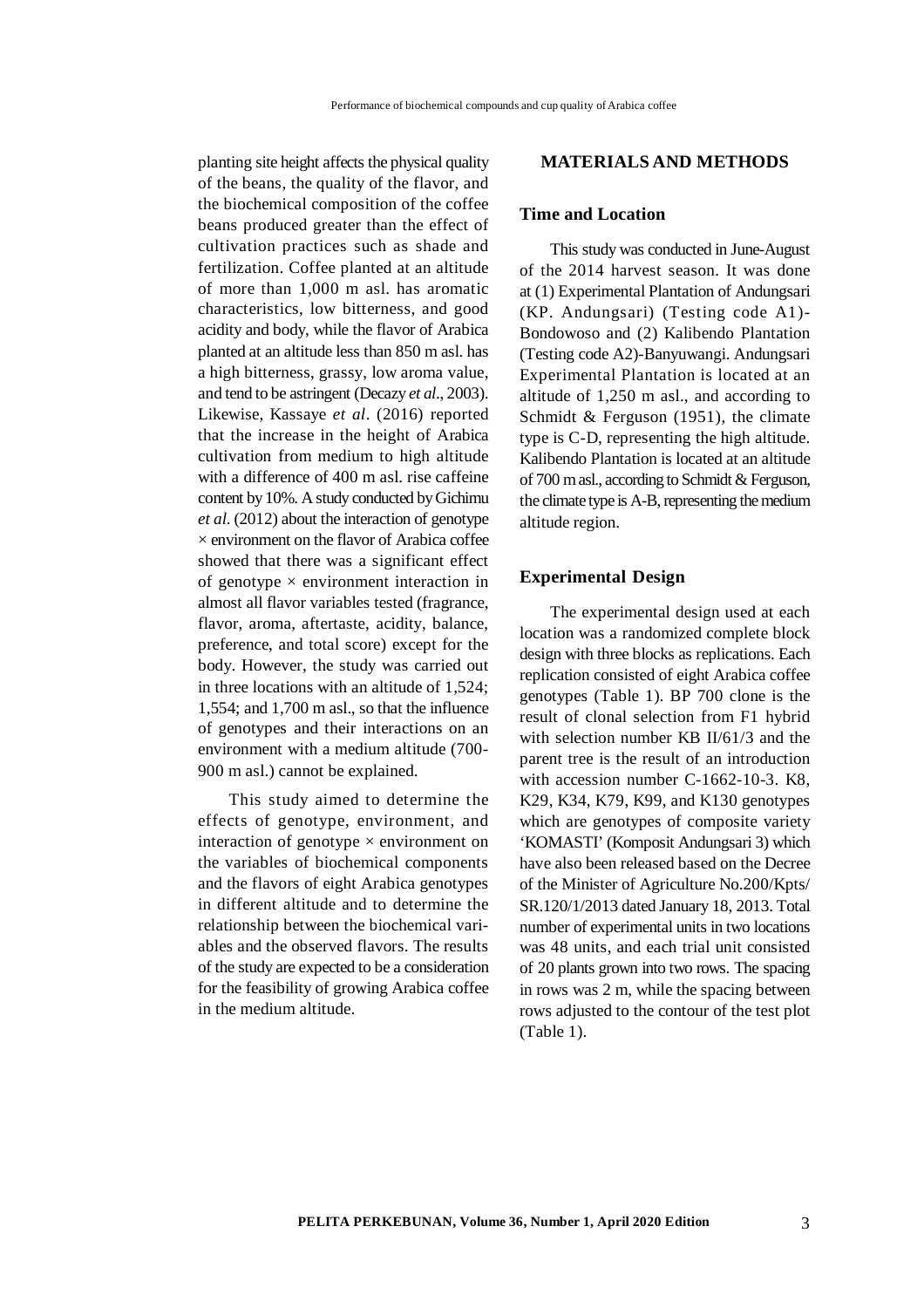planting site height affects the physical quality of the beans, the quality of the flavor, and the biochemical composition of the coffee beans produced greater than the effect of cultivation practices such as shade and fertilization. Coffee planted at an altitude of more than 1,000 m asl. has aromatic characteristics, low bitterness, and good acidity and body, while the flavor of Arabica planted at an altitude less than 850 m asl. has a high bitterness, grassy, low aroma value, and tend to be astringent (Decazy *et al*., 2003). Likewise, Kassaye *et al*. (2016) reported that the increase in the height of Arabica cultivation from medium to high altitude with a difference of 400 m asl. rise caffeine content by 10%. A study conducted by Gichimu *et al*. (2012) about the interaction of genotype × environment on the flavor of Arabica coffee showed that there was a significant effect of genotype × environment interaction in almost all flavor variables tested (fragrance, flavor, aroma, aftertaste, acidity, balance, preference, and total score) except for the body. However, the study was carried out in three locations with an altitude of 1,524; 1,554; and 1,700 m asl., so that the influence of genotypes and their interactions on an environment with a medium altitude (700-900 m asl.) cannot be explained.

This study aimed to determine the effects of genotype, environment, and interaction of genotype × environment on the variables of biochemical components and the flavors of eight Arabica genotypes in different altitude and to determine the relationship between the biochemical variables and the observed flavors. The results of the study are expected to be a consideration for the feasibility of growing Arabica coffee in the medium altitude.

## MATERIALS AND METHODS

### Time and Location

This study was conducted in June-August of the 2014 harvest season. It was done at (1) Experimental Plantation of Andungsari (KP. Andungsari) (Testing code A1)-Bondowoso and (2) Kalibendo Plantation (Testing code A2)-Banyuwangi. Andungsari Experimental Plantation is located at an altitude of 1,250 m asl., and according to Schmidt & Ferguson (1951), the climate type is C-D, representing the high altitude. Kalibendo Plantation is located at an altitude of 700 m asl., according to Schmidt & Ferguson, the climate type is A-B, representing the medium altitude region.

### Experimental Design

The experimental design used at each location was a randomized complete block design with three blocks as replications. Each replication consisted of eight Arabica coffee genotypes (Table 1). BP 700 clone is the result of clonal selection from F1 hybrid with selection number KB II/61/3 and the parent tree is the result of an introduction with accession number C-1662-10-3. K8, K29, K34, K79, K99, and K130 genotypes which are genotypes of composite variety 'KOMASTI' (Komposit Andungsari 3) which have also been released based on the Decree of the Minister of Agriculture No.200/Kpts/SR.120/1/2013 dated January 18, 2013. Total number of experimental units in two locations was 48 units, and each trial unit consisted of 20 plants grown into two rows. The spacing in rows was 2 m, while the spacing between rows adjusted to the contour of the test plot (Table 1).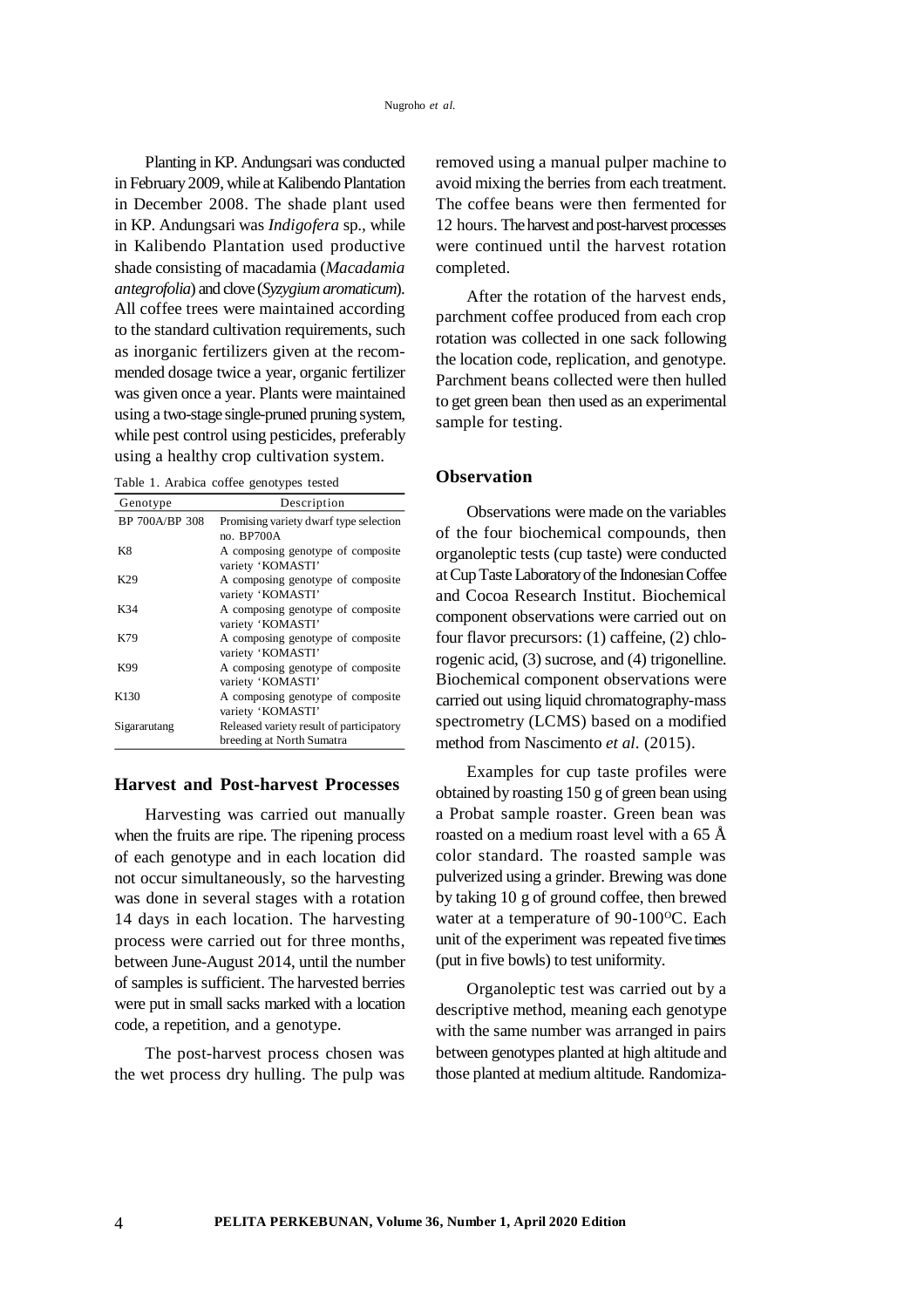Planting in KP. Andungsari was conducted in February 2009, while at Kalibendo Plantation in December 2008. The shade plant used in KP. Andungsari was *Indigofera* sp., while in Kalibendo Plantation used productive shade consisting of macadamia (*Macadamia antegrofolia*) and clove (*Syzygium aromaticum*). All coffee trees were maintained according to the standard cultivation requirements, such as inorganic fertilizers given at the recommended dosage twice a year, organic fertilizer was given once a year. Plants were maintained using a two-stage single-pruned pruning system, while pest control using pesticides, preferably using a healthy crop cultivation system.

Table 1. Arabica coffee genotypes tested

| Genotype | Description |
|---|---|
| BP 700A/BP 308 | Promising variety dwarf type selection no. BP700A |
| K8 | A composing genotype of composite variety 'KOMASTI' |
| K29 | A composing genotype of composite variety 'KOMASTI' |
| K34 | A composing genotype of composite variety 'KOMASTI' |
| K79 | A composing genotype of composite variety 'KOMASTI' |
| K99 | A composing genotype of composite variety 'KOMASTI' |
| K130 | A composing genotype of composite variety 'KOMASTI' |
| Sigararutang | Released variety result of participatory breeding at North Sumatra |

## Harvest and Post-harvest Processes

Harvesting was carried out manually when the fruits are ripe. The ripening process of each genotype and in each location did not occur simultaneously, so the harvesting was done in several stages with a rotation 14 days in each location. The harvesting process were carried out for three months, between June-August 2014, until the number of samples is sufficient. The harvested berries were put in small sacks marked with a location code, a repetition, and a genotype.

The post-harvest process chosen was the wet process dry hulling. The pulp was removed using a manual pulper machine to avoid mixing the berries from each treatment. The coffee beans were then fermented for 12 hours. The harvest and post-harvest processes were continued until the harvest rotation completed.

After the rotation of the harvest ends, parchment coffee produced from each crop rotation was collected in one sack following the location code, replication, and genotype. Parchment beans collected were then hulled to get green bean then used as an experimental sample for testing.

## Observation

Observations were made on the variables of the four biochemical compounds, then organoleptic tests (cup taste) were conducted at Cup Taste Laboratory of the Indonesian Coffee and Cocoa Research Institut. Biochemical component observations were carried out on four flavor precursors: (1) caffeine, (2) chlorogenic acid, (3) sucrose, and (4) trigonelline. Biochemical component observations were carried out using liquid chromatography-mass spectrometry (LCMS) based on a modified method from Nascimento *et al*. (2015).

Examples for cup taste profiles were obtained by roasting 150 g of green bean using a Probat sample roaster. Green bean was roasted on a medium roast level with a 65 Å color standard. The roasted sample was pulverized using a grinder. Brewing was done by taking 10 g of ground coffee, then brewed water at a temperature of 90-100$^{o}$C. Each unit of the experiment was repeated five times (put in five bowls) to test uniformity.

Organoleptic test was carried out by a descriptive method, meaning each genotype with the same number was arranged in pairs between genotypes planted at high altitude and those planted at medium altitude. Randomiza-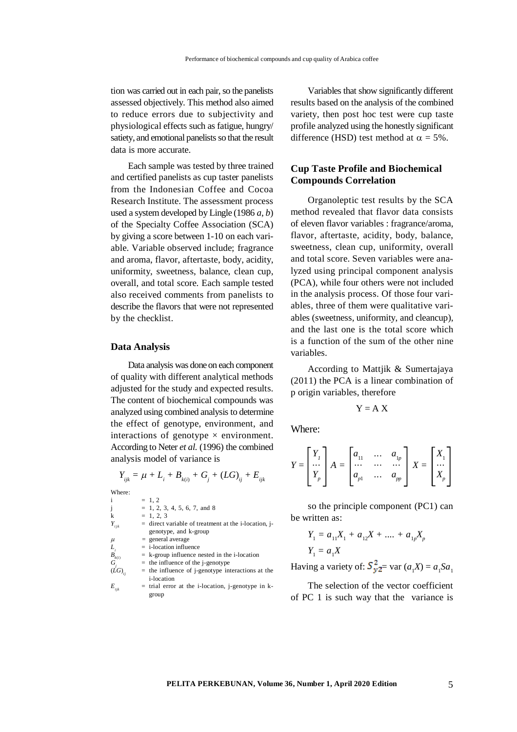tion was carried out in each pair, so the panelists assessed objectively. This method also aimed to reduce errors due to subjectivity and physiological effects such as fatigue, hungry/ satiety, and emotional panelists so that the result data is more accurate.

Each sample was tested by three trained and certified panelists as cup taster panelists from the Indonesian Coffee and Cocoa Research Institute. The assessment process used a system developed by Lingle (1986 *a*, *b*) of the Specialty Coffee Association (SCA) by giving a score between 1-10 on each variable. Variable observed include; fragrance and aroma, flavor, aftertaste, body, acidity, uniformity, sweetness, balance, clean cup, overall, and total score. Each sample tested also received comments from panelists to describe the flavors that were not represented by the checklist.

## Data Analysis

Data analysis was done on each component of quality with different analytical methods adjusted for the study and expected results. The content of biochemical compounds was analyzed using combined analysis to determine the effect of genotype, environment, and interactions of genotype × environment. According to Neter *et al.* (1996) the combined analysis model of variance is

$$Y_{ijk} = \mu + L_i + B_{k(i)} + G_j + (LG)_{ij} + E_{ijk}$$

Where:

- $i$ = 1, 2
- $j$ = 1, 2, 3, 4, 5, 6, 7, and 8
- $k$ = 1, 2, 3
- $Y_{ijk}$ = direct variable of treatment at the i-location, j-genotype, and k-group
- $\mu$ = general average
- $L_i$ = i-location influence
- $B_{k(i)}$ = k-group influence nested in the i-location
- $G_j$ = the influence of the j-genotype
- $(LG)_{ij}$ = the influence of j-genotype interactions at the i-location
- $E_{ijk}$ = trial error at the i-location, j-genotype in k-group

Variables that show significantly different results based on the analysis of the combined variety, then post hoc test were cup taste profile analyzed using the honestly significant difference (HSD) test method at $\alpha$ = 5%.

## Cup Taste Profile and Biochemical Compounds Correlation

Organoleptic test results by the SCA method revealed that flavor data consists of eleven flavor variables : fragrance/aroma, flavor, aftertaste, acidity, body, balance, sweetness, clean cup, uniformity, overall and total score. Seven variables were analyzed using principal component analysis (PCA), while four others were not included in the analysis process. Of those four variables, three of them were qualitative variables (sweetness, uniformity, and cleancup), and the last one is the total score which is a function of the sum of the other nine variables.

According to Mattjik & Sumertajaya (2011) the PCA is a linear combination of p origin variables, therefore

$$Y = A\ X$$

Where:

$$Y = \begin{bmatrix} Y_1 \\ \cdots \\ Y_p \end{bmatrix} \quad A = \begin{bmatrix} a_{11} & \dots & a_{1p} \\ \cdots & \cdots & \cdots \\ a_{p1} & \dots & a_{pp} \end{bmatrix} \quad X = \begin{bmatrix} X_1 \\ \cdots \\ X_p \end{bmatrix}$$

so the principle component (PC1) can be written as:

$$Y_1 = a_{11}X_1 + a_{12}X + .... + a_{1p}X_p$$

$$Y_1 = a_1X$$

Having a variety of: $S^2_{y2}$ = var $(a_1X) = a_1Sa_1$

The selection of the vector coefficient of PC 1 is such way that the variance is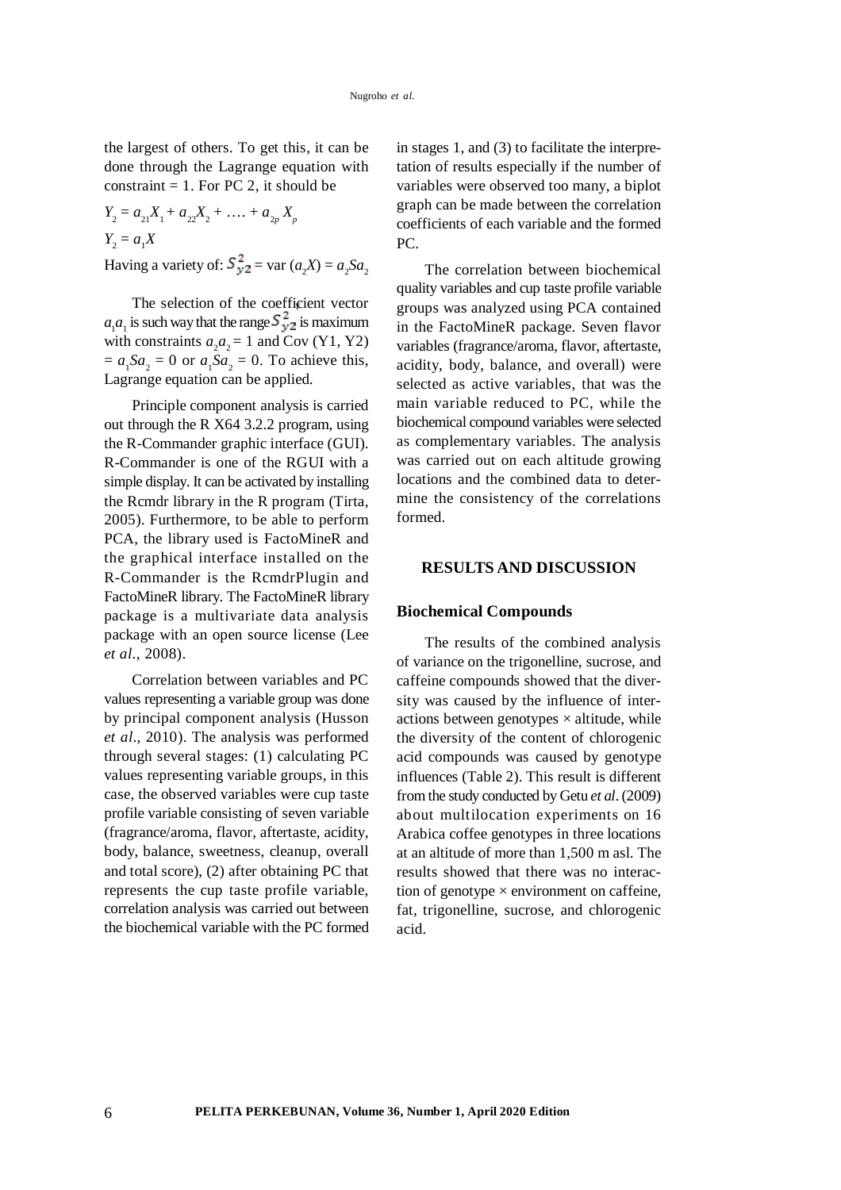the largest of others. To get this, it can be done through the Lagrange equation with constraint = 1. For PC 2, it should be

$$Y_2 = a_{21}X_1 + a_{22}X_2 + \ldots + a_{2p} X_p$$

$$Y_2 = a_1X$$

Having a variety of: $S_{y2}^2$ = var ($a_2X$) = $a_2Sa_2$

The selection of the coefficient vector $a_1a_1$ is such way that the range $S_{y2}^2$ is maximum with constraints $a_2a_2 = 1$ and Cov (Y1, Y2) = $a_1Sa_2 = 0$ or $a_1Sa_2 = 0$. To achieve this, Lagrange equation can be applied.

Principle component analysis is carried out through the R X64 3.2.2 program, using the R-Commander graphic interface (GUI). R-Commander is one of the RGUI with a simple display. It can be activated by installing the Rcmdr library in the R program (Tirta, 2005). Furthermore, to be able to perform PCA, the library used is FactoMineR and the graphical interface installed on the R-Commander is the RcmdrPlugin and FactoMineR library. The FactoMineR library package is a multivariate data analysis package with an open source license (Lee *et al*., 2008).

Correlation between variables and PC values representing a variable group was done by principal component analysis (Husson *et al*., 2010). The analysis was performed through several stages: (1) calculating PC values representing variable groups, in this case, the observed variables were cup taste profile variable consisting of seven variable (fragrance/aroma, flavor, aftertaste, acidity, body, balance, sweetness, cleanup, overall and total score), (2) after obtaining PC that represents the cup taste profile variable, correlation analysis was carried out between the biochemical variable with the PC formed in stages 1, and (3) to facilitate the interpretation of results especially if the number of variables were observed too many, a biplot graph can be made between the correlation coefficients of each variable and the formed PC.

The correlation between biochemical quality variables and cup taste profile variable groups was analyzed using PCA contained in the FactoMineR package. Seven flavor variables (fragrance/aroma, flavor, aftertaste, acidity, body, balance, and overall) were selected as active variables, that was the main variable reduced to PC, while the biochemical compound variables were selected as complementary variables. The analysis was carried out on each altitude growing locations and the combined data to determine the consistency of the correlations formed.

## RESULTS AND DISCUSSION

### Biochemical Compounds

The results of the combined analysis of variance on the trigonelline, sucrose, and caffeine compounds showed that the diversity was caused by the influence of interactions between genotypes × altitude, while the diversity of the content of chlorogenic acid compounds was caused by genotype influences (Table 2). This result is different from the study conducted by Getu *et al*. (2009) about multilocation experiments on 16 Arabica coffee genotypes in three locations at an altitude of more than 1,500 m asl. The results showed that there was no interaction of genotype × environment on caffeine, fat, trigonelline, sucrose, and chlorogenic acid.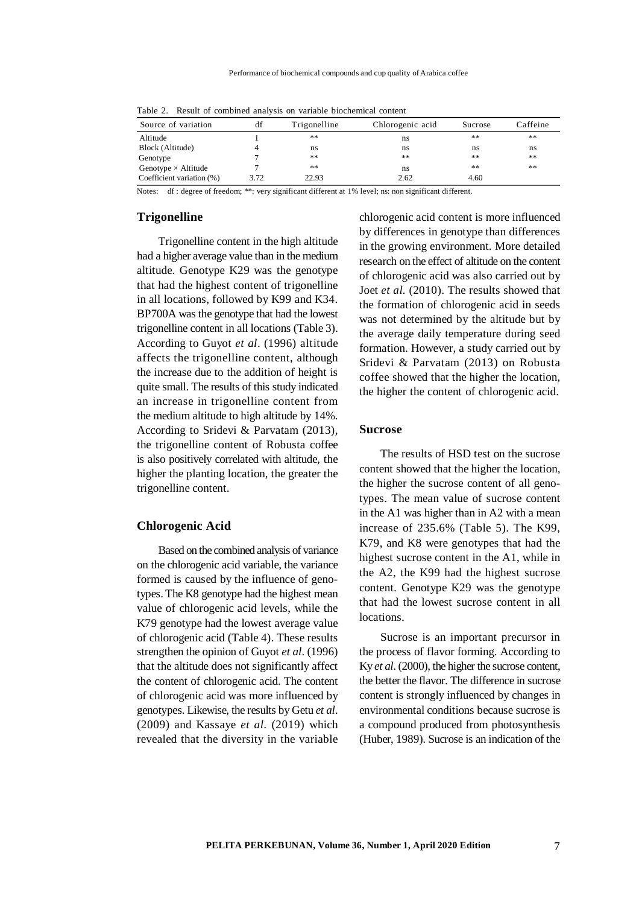Table 2. Result of combined analysis on variable biochemical content

| Source of variation | df | Trigonelline | Chlorogenic acid | Sucrose | Caffeine |
|---|---|---|---|---|---|
| Altitude | 1 | ** | ns | ** | ** |
| Block (Altitude) | 4 | ns | ns | ns | ns |
| Genotype | 7 | ** | ** | ** | ** |
| Genotype × Altitude | 7 | ** | ns | ** | ** |
| Coefficient variation (%) | 3.72 | 22.93 | 2.62 | 4.60 | |

Notes: df : degree of freedom; **: very significant different at 1% level; ns: non significant different.

## Trigonelline

Trigonelline content in the high altitude had a higher average value than in the medium altitude. Genotype K29 was the genotype that had the highest content of trigonelline in all locations, followed by K99 and K34. BP700A was the genotype that had the lowest trigonelline content in all locations (Table 3). According to Guyot *et al*. (1996) altitude affects the trigonelline content, although the increase due to the addition of height is quite small. The results of this study indicated an increase in trigonelline content from the medium altitude to high altitude by 14%. According to Sridevi & Parvatam (2013), the trigonelline content of Robusta coffee is also positively correlated with altitude, the higher the planting location, the greater the trigonelline content.

## Chlorogenic Acid

Based on the combined analysis of variance on the chlorogenic acid variable, the variance formed is caused by the influence of genotypes. The K8 genotype had the highest mean value of chlorogenic acid levels, while the K79 genotype had the lowest average value of chlorogenic acid (Table 4). These results strengthen the opinion of Guyot *et al*. (1996) that the altitude does not significantly affect the content of chlorogenic acid. The content of chlorogenic acid was more influenced by genotypes. Likewise, the results by Getu *et al*. (2009) and Kassaye *et al*. (2019) which revealed that the diversity in the variable chlorogenic acid content is more influenced by differences in genotype than differences in the growing environment. More detailed research on the effect of altitude on the content of chlorogenic acid was also carried out by Joet *et al.* (2010). The results showed that the formation of chlorogenic acid in seeds was not determined by the altitude but by the average daily temperature during seed formation. However, a study carried out by Sridevi & Parvatam (2013) on Robusta coffee showed that the higher the location, the higher the content of chlorogenic acid.

## Sucrose

The results of HSD test on the sucrose content showed that the higher the location, the higher the sucrose content of all genotypes. The mean value of sucrose content in the A1 was higher than in A2 with a mean increase of 235.6% (Table 5). The K99, K79, and K8 were genotypes that had the highest sucrose content in the A1, while in the A2, the K99 had the highest sucrose content. Genotype K29 was the genotype that had the lowest sucrose content in all locations.

Sucrose is an important precursor in the process of flavor forming. According to Ky *et al*. (2000), the higher the sucrose content, the better the flavor. The difference in sucrose content is strongly influenced by changes in environmental conditions because sucrose is a compound produced from photosynthesis (Huber, 1989). Sucrose is an indication of the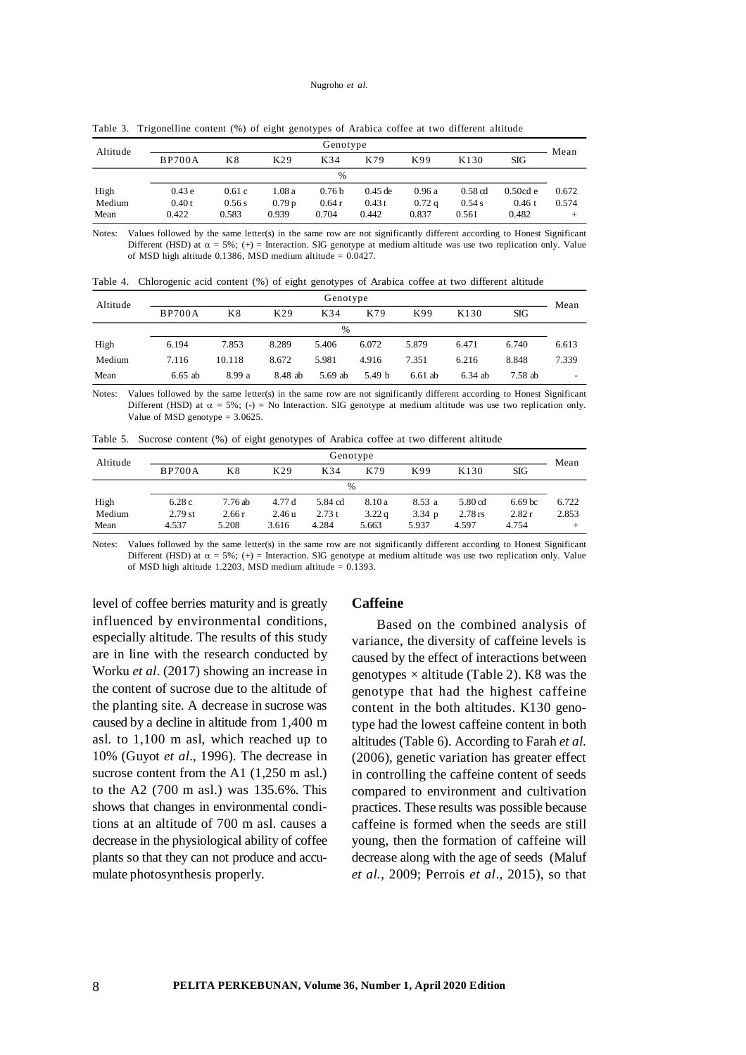Table 3. Trigonelline content (%) of eight genotypes of Arabica coffee at two different altitude

| Altitude | Genotype | | | | | | | | Mean |
|---|---|---|---|---|---|---|---|---|---|
| | BP700A | K8 | K29 | K34 | K79 | K99 | K130 | SIG | |
| | % | | | | | | | | |
| High | 0.43 e | 0.61 c | 1.08 a | 0.76 b | 0.45 de | 0.96 a | 0.58 cd | 0.50cd e | 0.672 |
| Medium | 0.40 t | 0.56 s | 0.79 p | 0.64 r | 0.43 t | 0.72 q | 0.54 s | 0.46 t | 0.574 |
| Mean | 0.422 | 0.583 | 0.939 | 0.704 | 0.442 | 0.837 | 0.561 | 0.482 | + |

Notes: Values followed by the same letter(s) in the same row are not significantly different according to Honest Significant Different (HSD) at $\alpha$ = 5%; (+) = Interaction. SIG genotype at medium altitude was use two replication only. Value of MSD high altitude 0.1386, MSD medium altitude = 0.0427.

Table 4. Chlorogenic acid content (%) of eight genotypes of Arabica coffee at two different altitude

| Altitude | Genotype | | | | | | | | Mean |
|---|---|---|---|---|---|---|---|---|---|
| | BP700A | K8 | K29 | K34 | K79 | K99 | K130 | SIG | |
| | % | | | | | | | | |
| High | 6.194 | 7.853 | 8.289 | 5.406 | 6.072 | 5.879 | 6.471 | 6.740 | 6.613 |
| Medium | 7.116 | 10.118 | 8.672 | 5.981 | 4.916 | 7.351 | 6.216 | 8.848 | 7.339 |
| Mean | 6.65 ab | 8.99 a | 8.48 ab | 5.69 ab | 5.49 b | 6.61 ab | 6.34 ab | 7.58 ab | - |

Notes: Values followed by the same letter(s) in the same row are not significantly different according to Honest Significant Different (HSD) at $\alpha$ = 5%; (-) = No Interaction. SIG genotype at medium altitude was use two replication only. Value of MSD genotype = 3.0625.

Table 5. Sucrose content (%) of eight genotypes of Arabica coffee at two different altitude

| Altitude | Genotype | | | | | | | | Mean |
|---|---|---|---|---|---|---|---|---|---|
| | BP700A | K8 | K29 | K34 | K79 | K99 | K130 | SIG | |
| | % | | | | | | | | |
| High | 6.28 c | 7.76 ab | 4.77 d | 5.84 cd | 8.10 a | 8.53 a | 5.80 cd | 6.69 bc | 6.722 |
| Medium | 2.79 st | 2.66 r | 2.46 u | 2.73 t | 3.22 q | 3.34 p | 2.78 rs | 2.82 r | 2.853 |
| Mean | 4.537 | 5.208 | 3.616 | 4.284 | 5.663 | 5.937 | 4.597 | 4.754 | + |

Notes: Values followed by the same letter(s) in the same row are not significantly different according to Honest Significant Different (HSD) at $\alpha$ = 5%; (+) = Interaction. SIG genotype at medium altitude was use two replication only. Value of MSD high altitude 1.2203, MSD medium altitude = 0.1393.

level of coffee berries maturity and is greatly influenced by environmental conditions, especially altitude. The results of this study are in line with the research conducted by Worku *et al*. (2017) showing an increase in the content of sucrose due to the altitude of the planting site. A decrease in sucrose was caused by a decline in altitude from 1,400 m asl. to 1,100 m asl, which reached up to 10% (Guyot *et al*., 1996). The decrease in sucrose content from the A1 (1,250 m asl.) to the A2 (700 m asl.) was 135.6%. This shows that changes in environmental conditions at an altitude of 700 m asl. causes a decrease in the physiological ability of coffee plants so that they can not produce and accumulate photosynthesis properly.

## Caffeine

Based on the combined analysis of variance, the diversity of caffeine levels is caused by the effect of interactions between genotypes × altitude (Table 2). K8 was the genotype that had the highest caffeine content in the both altitudes. K130 genotype had the lowest caffeine content in both altitudes (Table 6). According to Farah *et al.* (2006), genetic variation has greater effect in controlling the caffeine content of seeds compared to environment and cultivation practices. These results was possible because caffeine is formed when the seeds are still young, then the formation of caffeine will decrease along with the age of seeds (Maluf *et al.*, 2009; Perrois *et al*., 2015), so that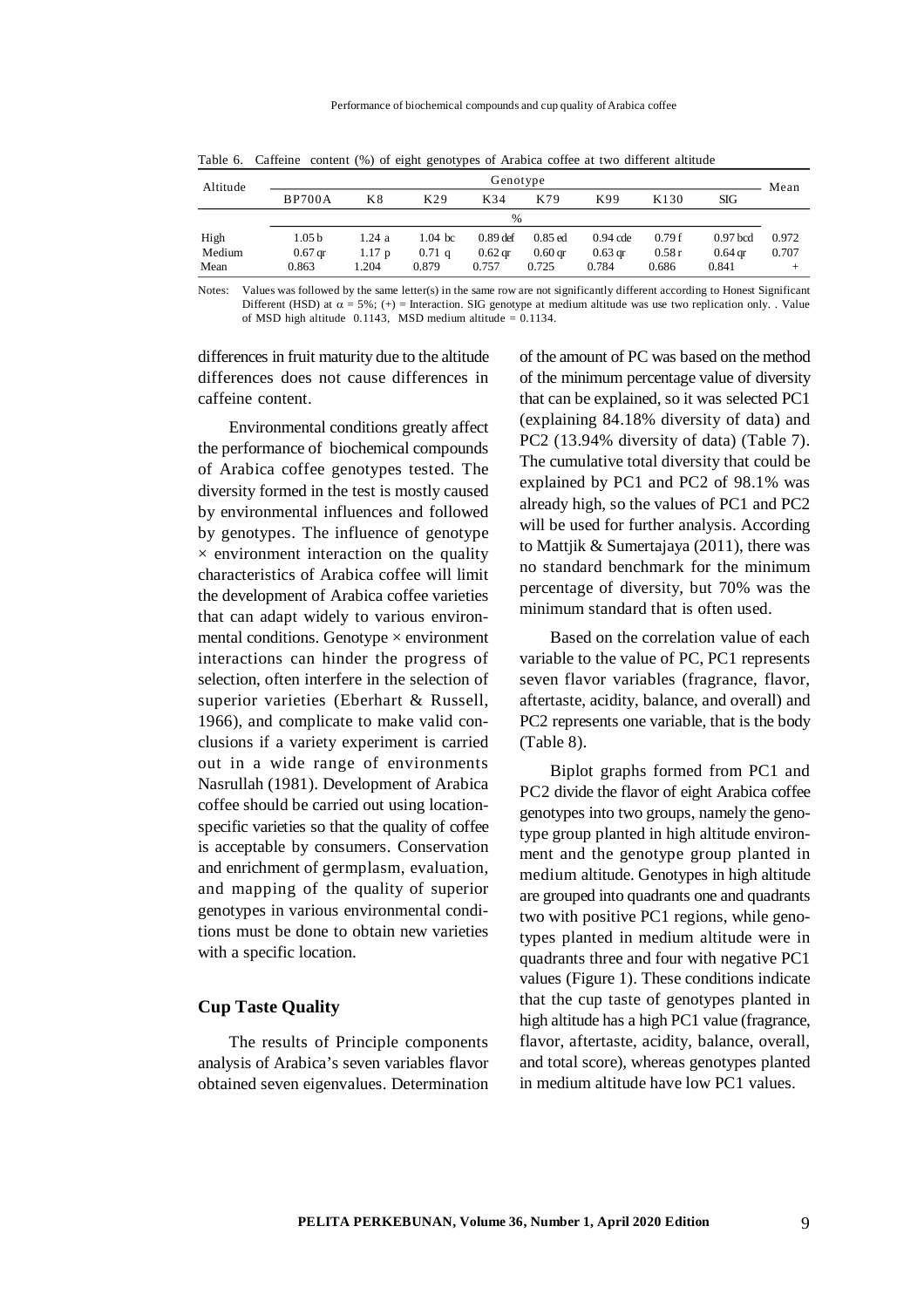Table 6. Caffeine content (%) of eight genotypes of Arabica coffee at two different altitude

| Altitude | Genotype | | | | | | | | Mean |
|---|---|---|---|---|---|---|---|---|---|
| | BP700A | K8 | K29 | K34 | K79 | K99 | K130 | SIG | |
| | % | | | | | | | | |
| High | 1.05 b | 1.24 a | 1.04 bc | 0.89 def | 0.85 ed | 0.94 cde | 0.79 f | 0.97 bcd | 0.972 |
| Medium | 0.67 qr | 1.17 p | 0.71 q | 0.62 qr | 0.60 qr | 0.63 qr | 0.58 r | 0.64 qr | 0.707 |
| Mean | 0.863 | 1.204 | 0.879 | 0.757 | 0.725 | 0.784 | 0.686 | 0.841 | + |

Notes: Values was followed by the same letter(s) in the same row are not significantly different according to Honest Significant Different (HSD) at $\alpha$ = 5%; (+) = Interaction. SIG genotype at medium altitude was use two replication only. . Value of MSD high altitude 0.1143, MSD medium altitude = 0.1134.

differences in fruit maturity due to the altitude differences does not cause differences in caffeine content.

Environmental conditions greatly affect the performance of biochemical compounds of Arabica coffee genotypes tested. The diversity formed in the test is mostly caused by environmental influences and followed by genotypes. The influence of genotype × environment interaction on the quality characteristics of Arabica coffee will limit the development of Arabica coffee varieties that can adapt widely to various environmental conditions. Genotype × environment interactions can hinder the progress of selection, often interfere in the selection of superior varieties (Eberhart & Russell, 1966), and complicate to make valid conclusions if a variety experiment is carried out in a wide range of environments Nasrullah (1981). Development of Arabica coffee should be carried out using location-specific varieties so that the quality of coffee is acceptable by consumers. Conservation and enrichment of germplasm, evaluation, and mapping of the quality of superior genotypes in various environmental conditions must be done to obtain new varieties with a specific location.

### Cup Taste Quality

The results of Principle components analysis of Arabica's seven variables flavor obtained seven eigenvalues. Determination of the amount of PC was based on the method of the minimum percentage value of diversity that can be explained, so it was selected PC1 (explaining 84.18% diversity of data) and PC2 (13.94% diversity of data) (Table 7). The cumulative total diversity that could be explained by PC1 and PC2 of 98.1% was already high, so the values of PC1 and PC2 will be used for further analysis. According to Mattjik & Sumertajaya (2011), there was no standard benchmark for the minimum percentage of diversity, but 70% was the minimum standard that is often used.

Based on the correlation value of each variable to the value of PC, PC1 represents seven flavor variables (fragrance, flavor, aftertaste, acidity, balance, and overall) and PC2 represents one variable, that is the body (Table 8).

Biplot graphs formed from PC1 and PC2 divide the flavor of eight Arabica coffee genotypes into two groups, namely the genotype group planted in high altitude environment and the genotype group planted in medium altitude. Genotypes in high altitude are grouped into quadrants one and quadrants two with positive PC1 regions, while genotypes planted in medium altitude were in quadrants three and four with negative PC1 values (Figure 1). These conditions indicate that the cup taste of genotypes planted in high altitude has a high PC1 value (fragrance, flavor, aftertaste, acidity, balance, overall, and total score), whereas genotypes planted in medium altitude have low PC1 values.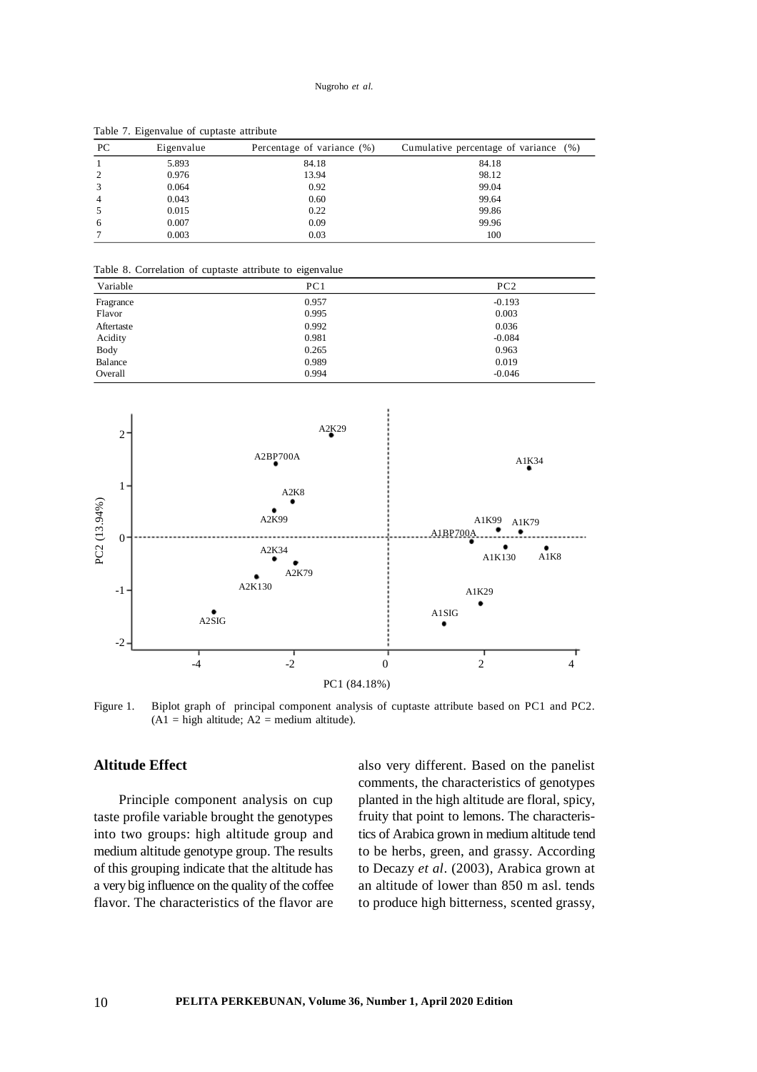Table 7. Eigenvalue of cuptaste attribute

| PC | Eigenvalue | Percentage of variance (%) | Cumulative percentage of variance (%) |
|---|---|---|---|
| 1 | 5.893 | 84.18 | 84.18 |
| 2 | 0.976 | 13.94 | 98.12 |
| 3 | 0.064 | 0.92 | 99.04 |
| 4 | 0.043 | 0.60 | 99.64 |
| 5 | 0.015 | 0.22 | 99.86 |
| 6 | 0.007 | 0.09 | 99.96 |
| 7 | 0.003 | 0.03 | 100 |

Table 8. Correlation of cuptaste attribute to eigenvalue

| Variable | PC1 | PC2 |
|---|---|---|
| Fragrance | 0.957 | -0.193 |
| Flavor | 0.995 | 0.003 |
| Aftertaste | 0.992 | 0.036 |
| Acidity | 0.981 | -0.084 |
| Body | 0.265 | 0.963 |
| Balance | 0.989 | 0.019 |
| Overall | 0.994 | -0.046 |

Figure 1. Biplot graph of principal component analysis of cuptaste attribute based on PC1 and PC2. (A1 = high altitude; A2 = medium altitude).

## Altitude Effect

Principle component analysis on cup taste profile variable brought the genotypes into two groups: high altitude group and medium altitude genotype group. The results of this grouping indicate that the altitude has a very big influence on the quality of the coffee flavor. The characteristics of the flavor are also very different. Based on the panelist comments, the characteristics of genotypes planted in the high altitude are floral, spicy, fruity that point to lemons. The characteristics of Arabica grown in medium altitude tend to be herbs, green, and grassy. According to Decazy *et al*. (2003), Arabica grown at an altitude of lower than 850 m asl. tends to produce high bitterness, scented grassy,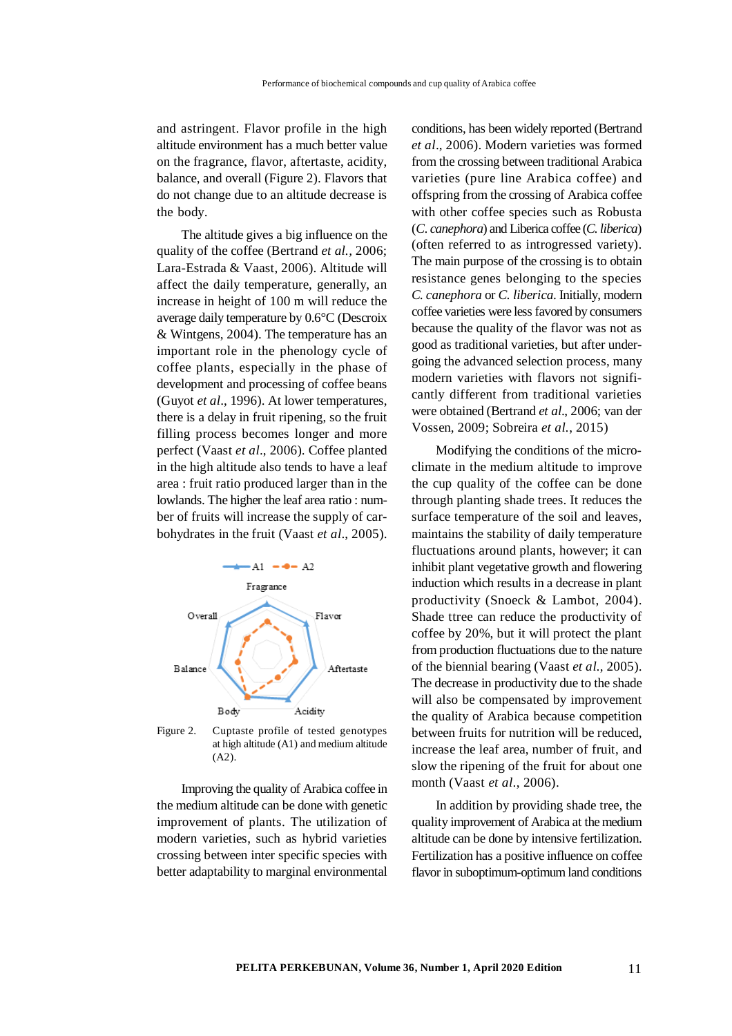and astringent. Flavor profile in the high altitude environment has a much better value on the fragrance, flavor, aftertaste, acidity, balance, and overall (Figure 2). Flavors that do not change due to an altitude decrease is the body.

The altitude gives a big influence on the quality of the coffee (Bertrand *et al.*, 2006; Lara-Estrada & Vaast, 2006). Altitude will affect the daily temperature, generally, an increase in height of 100 m will reduce the average daily temperature by 0.6°C (Descroix & Wintgens, 2004). The temperature has an important role in the phenology cycle of coffee plants, especially in the phase of development and processing of coffee beans (Guyot *et al*., 1996). At lower temperatures, there is a delay in fruit ripening, so the fruit filling process becomes longer and more perfect (Vaast *et al*., 2006). Coffee planted in the high altitude also tends to have a leaf area : fruit ratio produced larger than in the lowlands. The higher the leaf area ratio : number of fruits will increase the supply of carbohydrates in the fruit (Vaast *et al*., 2005).

Figure 2. Cuptaste profile of tested genotypes at high altitude (A1) and medium altitude (A2).

Improving the quality of Arabica coffee in the medium altitude can be done with genetic improvement of plants. The utilization of modern varieties, such as hybrid varieties crossing between inter specific species with better adaptability to marginal environmental conditions, has been widely reported (Bertrand *et al*., 2006). Modern varieties was formed from the crossing between traditional Arabica varieties (pure line Arabica coffee) and offspring from the crossing of Arabica coffee with other coffee species such as Robusta (*C. canephora*) and Liberica coffee (*C. liberica*) (often referred to as introgressed variety). The main purpose of the crossing is to obtain resistance genes belonging to the species *C. canephora* or *C. liberica.* Initially, modern coffee varieties were less favored by consumers because the quality of the flavor was not as good as traditional varieties, but after undergoing the advanced selection process, many modern varieties with flavors not significantly different from traditional varieties were obtained (Bertrand *et al*., 2006; van der Vossen, 2009; Sobreira *et al.*, 2015)

Modifying the conditions of the microclimate in the medium altitude to improve the cup quality of the coffee can be done through planting shade trees. It reduces the surface temperature of the soil and leaves, maintains the stability of daily temperature fluctuations around plants, however; it can inhibit plant vegetative growth and flowering induction which results in a decrease in plant productivity (Snoeck & Lambot, 2004). Shade ttree can reduce the productivity of coffee by 20%, but it will protect the plant from production fluctuations due to the nature of the biennial bearing (Vaast *et al*., 2005). The decrease in productivity due to the shade will also be compensated by improvement the quality of Arabica because competition between fruits for nutrition will be reduced, increase the leaf area, number of fruit, and slow the ripening of the fruit for about one month (Vaast *et al*., 2006).

In addition by providing shade tree, the quality improvement of Arabica at the medium altitude can be done by intensive fertilization. Fertilization has a positive influence on coffee flavor in suboptimum-optimum land conditions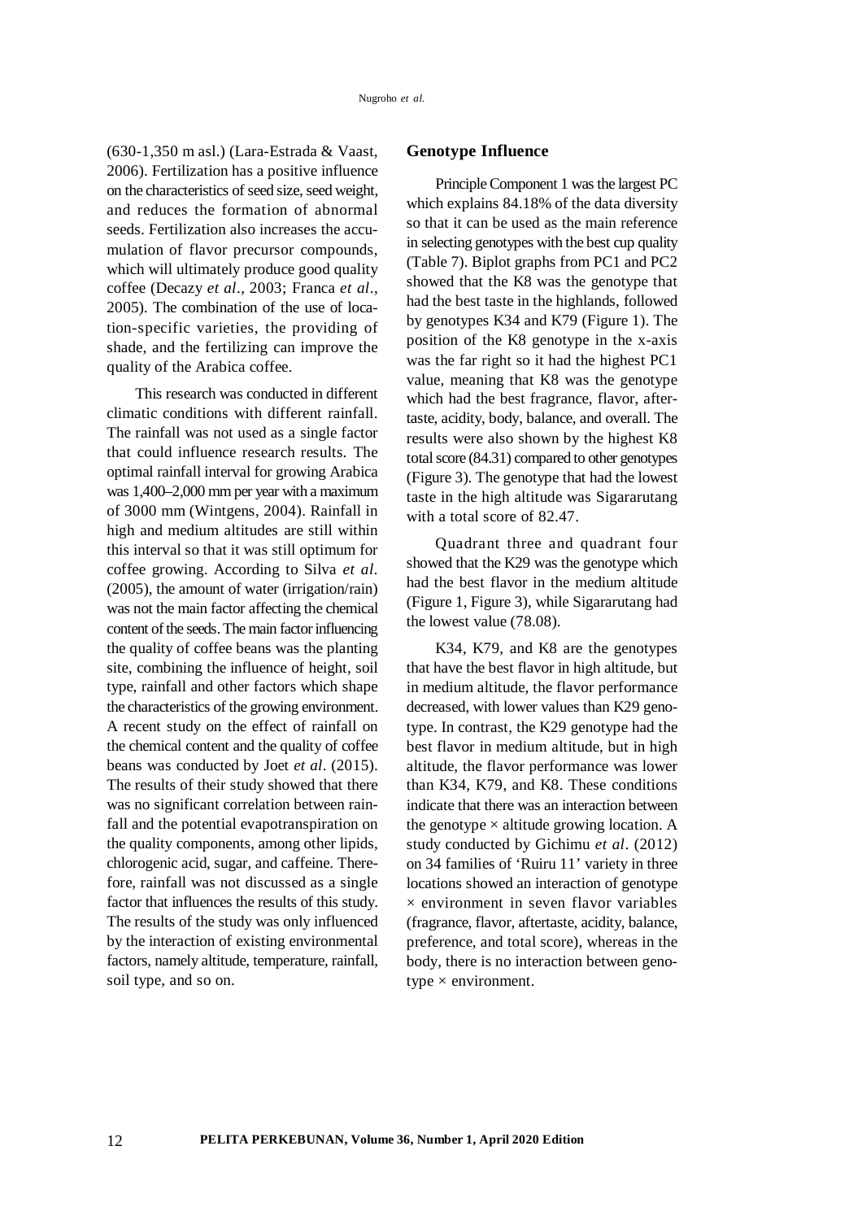(630-1,350 m asl.) (Lara-Estrada & Vaast, 2006). Fertilization has a positive influence on the characteristics of seed size, seed weight, and reduces the formation of abnormal seeds. Fertilization also increases the accumulation of flavor precursor compounds, which will ultimately produce good quality coffee (Decazy *et al*., 2003; Franca *et al*., 2005). The combination of the use of location-specific varieties, the providing of shade, and the fertilizing can improve the quality of the Arabica coffee.

This research was conducted in different climatic conditions with different rainfall. The rainfall was not used as a single factor that could influence research results. The optimal rainfall interval for growing Arabica was 1,400–2,000 mm per year with a maximum of 3000 mm (Wintgens, 2004). Rainfall in high and medium altitudes are still within this interval so that it was still optimum for coffee growing. According to Silva *et al*. (2005), the amount of water (irrigation/rain) was not the main factor affecting the chemical content of the seeds. The main factor influencing the quality of coffee beans was the planting site, combining the influence of height, soil type, rainfall and other factors which shape the characteristics of the growing environment. A recent study on the effect of rainfall on the chemical content and the quality of coffee beans was conducted by Joet *et al*. (2015). The results of their study showed that there was no significant correlation between rainfall and the potential evapotranspiration on the quality components, among other lipids, chlorogenic acid, sugar, and caffeine. Therefore, rainfall was not discussed as a single factor that influences the results of this study. The results of the study was only influenced by the interaction of existing environmental factors, namely altitude, temperature, rainfall, soil type, and so on.

## Genotype Influence

Principle Component 1 was the largest PC which explains 84.18% of the data diversity so that it can be used as the main reference in selecting genotypes with the best cup quality (Table 7). Biplot graphs from PC1 and PC2 showed that the K8 was the genotype that had the best taste in the highlands, followed by genotypes K34 and K79 (Figure 1). The position of the K8 genotype in the x-axis was the far right so it had the highest PC1 value, meaning that K8 was the genotype which had the best fragrance, flavor, aftertaste, acidity, body, balance, and overall. The results were also shown by the highest K8 total score (84.31) compared to other genotypes (Figure 3). The genotype that had the lowest taste in the high altitude was Sigararutang with a total score of 82.47.

Quadrant three and quadrant four showed that the K29 was the genotype which had the best flavor in the medium altitude (Figure 1, Figure 3), while Sigararutang had the lowest value (78.08).

K34, K79, and K8 are the genotypes that have the best flavor in high altitude, but in medium altitude, the flavor performance decreased, with lower values than K29 genotype. In contrast, the K29 genotype had the best flavor in medium altitude, but in high altitude, the flavor performance was lower than K34, K79, and K8. These conditions indicate that there was an interaction between the genotype × altitude growing location. A study conducted by Gichimu *et al*. (2012) on 34 families of 'Ruiru 11' variety in three locations showed an interaction of genotype × environment in seven flavor variables (fragrance, flavor, aftertaste, acidity, balance, preference, and total score), whereas in the body, there is no interaction between genotype × environment.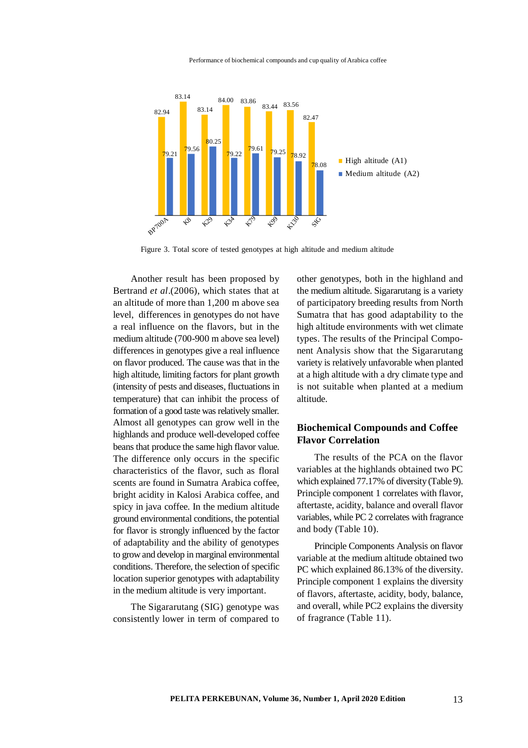Figure 3. Total score of tested genotypes at high altitude and medium altitude

Another result has been proposed by Bertrand *et al*.(2006), which states that at an altitude of more than 1,200 m above sea level, differences in genotypes do not have a real influence on the flavors, but in the medium altitude (700-900 m above sea level) differences in genotypes give a real influence on flavor produced. The cause was that in the high altitude, limiting factors for plant growth (intensity of pests and diseases, fluctuations in temperature) that can inhibit the process of formation of a good taste was relatively smaller. Almost all genotypes can grow well in the highlands and produce well-developed coffee beans that produce the same high flavor value. The difference only occurs in the specific characteristics of the flavor, such as floral scents are found in Sumatra Arabica coffee, bright acidity in Kalosi Arabica coffee, and spicy in java coffee. In the medium altitude ground environmental conditions, the potential for flavor is strongly influenced by the factor of adaptability and the ability of genotypes to grow and develop in marginal environmental conditions. Therefore, the selection of specific location superior genotypes with adaptability in the medium altitude is very important.

The Sigararutang (SIG) genotype was consistently lower in term of compared to other genotypes, both in the highland and the medium altitude. Sigararutang is a variety of participatory breeding results from North Sumatra that has good adaptability to the high altitude environments with wet climate types. The results of the Principal Component Analysis show that the Sigararutang variety is relatively unfavorable when planted at a high altitude with a dry climate type and is not suitable when planted at a medium altitude.

## Biochemical Compounds and Coffee Flavor Correlation

The results of the PCA on the flavor variables at the highlands obtained two PC which explained 77.17% of diversity (Table 9). Principle component 1 correlates with flavor, aftertaste, acidity, balance and overall flavor variables, while PC 2 correlates with fragrance and body (Table 10).

Principle Components Analysis on flavor variable at the medium altitude obtained two PC which explained 86.13% of the diversity. Principle component 1 explains the diversity of flavors, aftertaste, acidity, body, balance, and overall, while PC2 explains the diversity of fragrance (Table 11).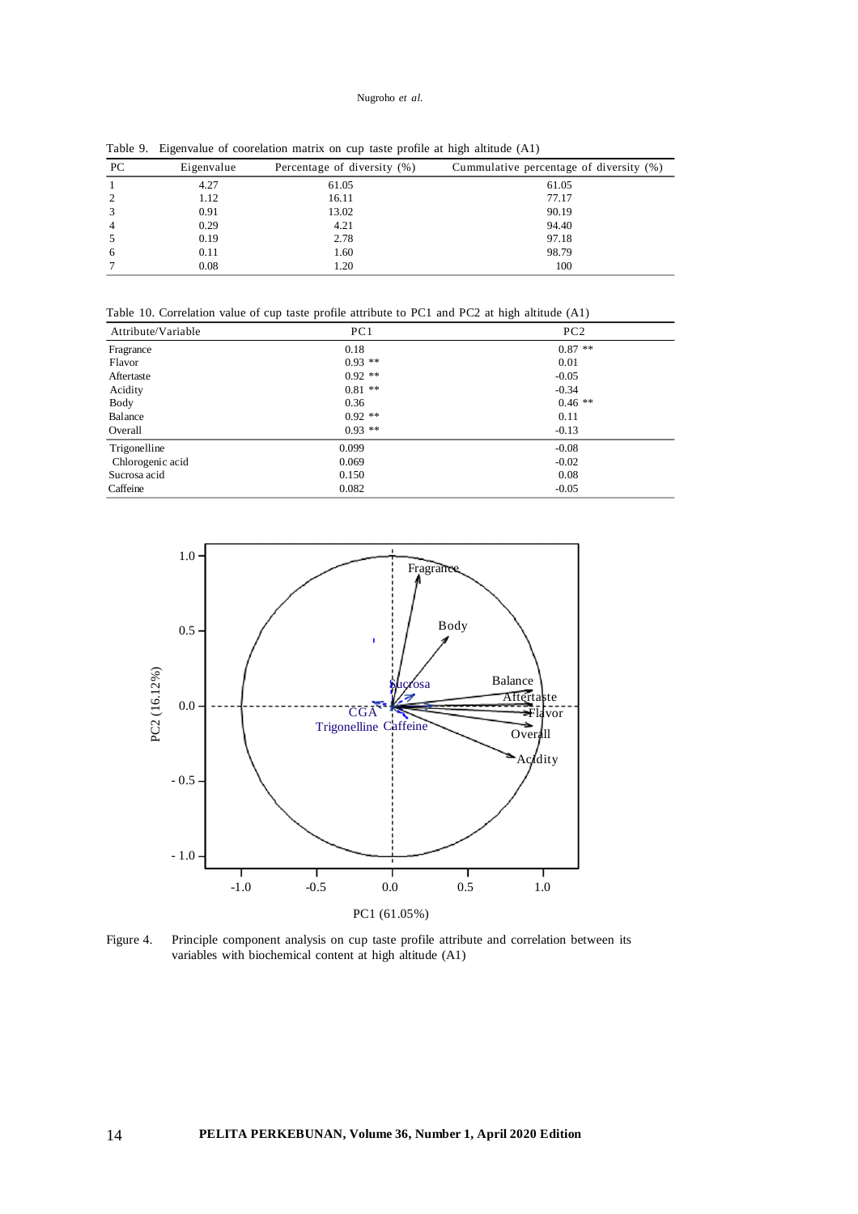Table 9. Eigenvalue of coorelation matrix on cup taste profile at high altitude (A1)

| PC | Eigenvalue | Percentage of diversity (%) | Cummulative percentage of diversity (%) |
|---|---|---|---|
| 1 | 4.27 | 61.05 | 61.05 |
| 2 | 1.12 | 16.11 | 77.17 |
| 3 | 0.91 | 13.02 | 90.19 |
| 4 | 0.29 | 4.21 | 94.40 |
| 5 | 0.19 | 2.78 | 97.18 |
| 6 | 0.11 | 1.60 | 98.79 |
| 7 | 0.08 | 1.20 | 100 |

Table 10. Correlation value of cup taste profile attribute to PC1 and PC2 at high altitude (A1)

| Attribute/Variable | PC1 | PC2 |
|---|---|---|
| Fragrance | 0.18 | 0.87 ** |
| Flavor | 0.93 ** | 0.01 |
| Aftertaste | 0.92 ** | -0.05 |
| Acidity | 0.81 ** | -0.34 |
| Body | 0.36 | 0.46 ** |
| Balance | 0.92 ** | 0.11 |
| Overall | 0.93 ** | -0.13 |
| Trigonelline | 0.099 | -0.08 |
| Chlorogenic acid | 0.069 | -0.02 |
| Sucrosa acid | 0.150 | 0.08 |
| Caffeine | 0.082 | -0.05 |

Figure 4. Principle component analysis on cup taste profile attribute and correlation between its variables with biochemical content at high altitude (A1)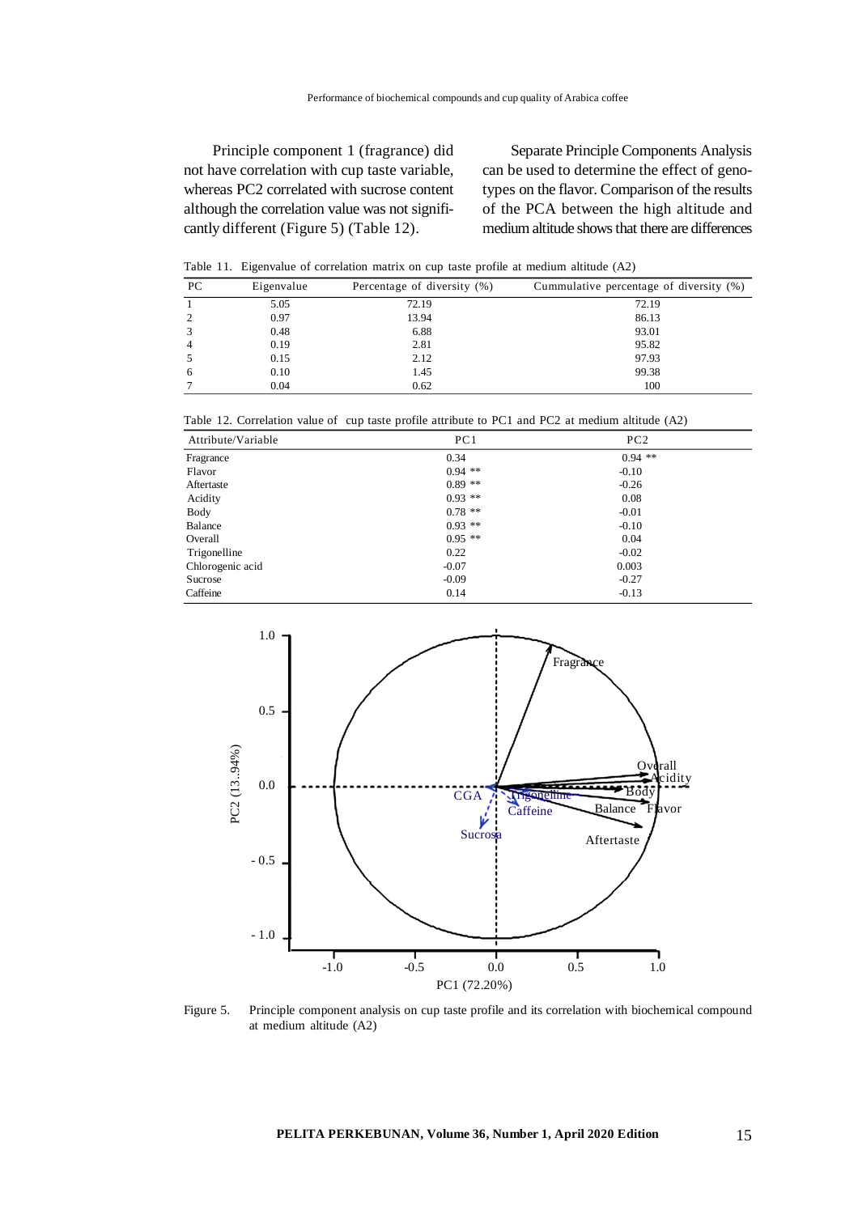Principle component 1 (fragrance) did not have correlation with cup taste variable, whereas PC2 correlated with sucrose content although the correlation value was not significantly different (Figure 5) (Table 12).

Separate Principle Components Analysis can be used to determine the effect of genotypes on the flavor. Comparison of the results of the PCA between the high altitude and medium altitude shows that there are differences

Table 11. Eigenvalue of correlation matrix on cup taste profile at medium altitude (A2)

| PC | Eigenvalue | Percentage of diversity (%) | Cummulative percentage of diversity (%) |
|---|---|---|---|
| 1 | 5.05 | 72.19 | 72.19 |
| 2 | 0.97 | 13.94 | 86.13 |
| 3 | 0.48 | 6.88 | 93.01 |
| 4 | 0.19 | 2.81 | 95.82 |
| 5 | 0.15 | 2.12 | 97.93 |
| 6 | 0.10 | 1.45 | 99.38 |
| 7 | 0.04 | 0.62 | 100 |

Table 12. Correlation value of cup taste profile attribute to PC1 and PC2 at medium altitude (A2)

| Attribute/Variable | PC1 | PC2 |
|---|---|---|
| Fragrance | 0.34 | 0.94 ** |
| Flavor | 0.94 ** | -0.10 |
| Aftertaste | 0.89 ** | -0.26 |
| Acidity | 0.93 ** | 0.08 |
| Body | 0.78 ** | -0.01 |
| Balance | 0.93 ** | -0.10 |
| Overall | 0.95 ** | 0.04 |
| Trigonelline | 0.22 | -0.02 |
| Chlorogenic acid | -0.07 | 0.003 |
| Sucrose | -0.09 | -0.27 |
| Caffeine | 0.14 | -0.13 |

Figure 5. Principle component analysis on cup taste profile and its correlation with biochemical compound at medium altitude (A2)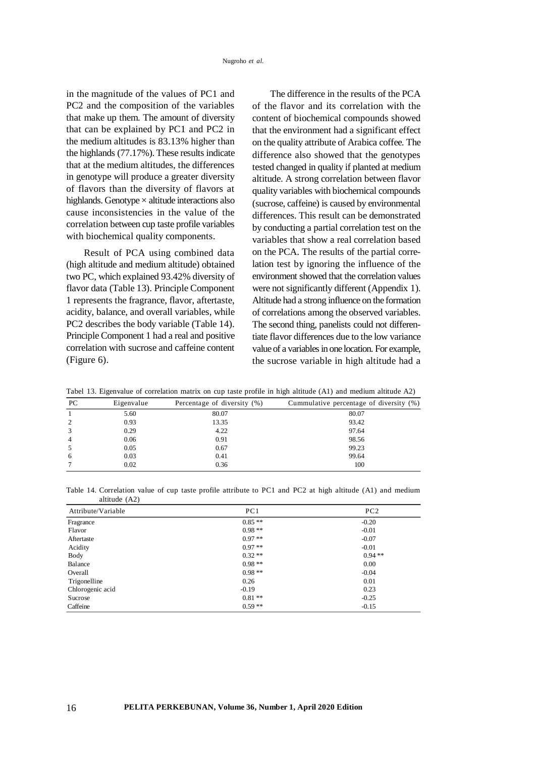in the magnitude of the values of PC1 and PC2 and the composition of the variables that make up them. The amount of diversity that can be explained by PC1 and PC2 in the medium altitudes is 83.13% higher than the highlands (77.17%). These results indicate that at the medium altitudes, the differences in genotype will produce a greater diversity of flavors than the diversity of flavors at highlands. Genotype × altitude interactions also cause inconsistencies in the value of the correlation between cup taste profile variables with biochemical quality components.

Result of PCA using combined data (high altitude and medium altitude) obtained two PC, which explained 93.42% diversity of flavor data (Table 13). Principle Component 1 represents the fragrance, flavor, aftertaste, acidity, balance, and overall variables, while PC2 describes the body variable (Table 14). Principle Component 1 had a real and positive correlation with sucrose and caffeine content (Figure 6).

The difference in the results of the PCA of the flavor and its correlation with the content of biochemical compounds showed that the environment had a significant effect on the quality attribute of Arabica coffee. The difference also showed that the genotypes tested changed in quality if planted at medium altitude. A strong correlation between flavor quality variables with biochemical compounds (sucrose, caffeine) is caused by environmental differences. This result can be demonstrated by conducting a partial correlation test on the variables that show a real correlation based on the PCA. The results of the partial correlation test by ignoring the influence of the environment showed that the correlation values were not significantly different (Appendix 1). Altitude had a strong influence on the formation of correlations among the observed variables. The second thing, panelists could not differentiate flavor differences due to the low variance value of a variables in one location. For example, the sucrose variable in high altitude had a

Tabel 13. Eigenvalue of correlation matrix on cup taste profile in high altitude (A1) and medium altitude A2)

| PC | Eigenvalue | Percentage of diversity (%) | Cummulative percentage of diversity (%) |
|---|---|---|---|
| 1 | 5.60 | 80.07 | 80.07 |
| 2 | 0.93 | 13.35 | 93.42 |
| 3 | 0.29 | 4.22 | 97.64 |
| 4 | 0.06 | 0.91 | 98.56 |
| 5 | 0.05 | 0.67 | 99.23 |
| 6 | 0.03 | 0.41 | 99.64 |
| 7 | 0.02 | 0.36 | 100 |

Table 14. Correlation value of cup taste profile attribute to PC1 and PC2 at high altitude (A1) and medium altitude (A2)

| Attribute/Variable | PC1 | PC2 |
|---|---|---|
| Fragrance | 0.85 ** | -0.20 |
| Flavor | 0.98 ** | -0.01 |
| Aftertaste | 0.97 ** | -0.07 |
| Acidity | 0.97 ** | -0.01 |
| Body | 0.32 ** | 0.94 ** |
| Balance | 0.98 ** | 0.00 |
| Overall | 0.98 ** | -0.04 |
| Trigonelline | 0.26 | 0.01 |
| Chlorogenic acid | -0.19 | 0.23 |
| Sucrose | 0.81 ** | -0.25 |
| Caffeine | 0.59 ** | -0.15 |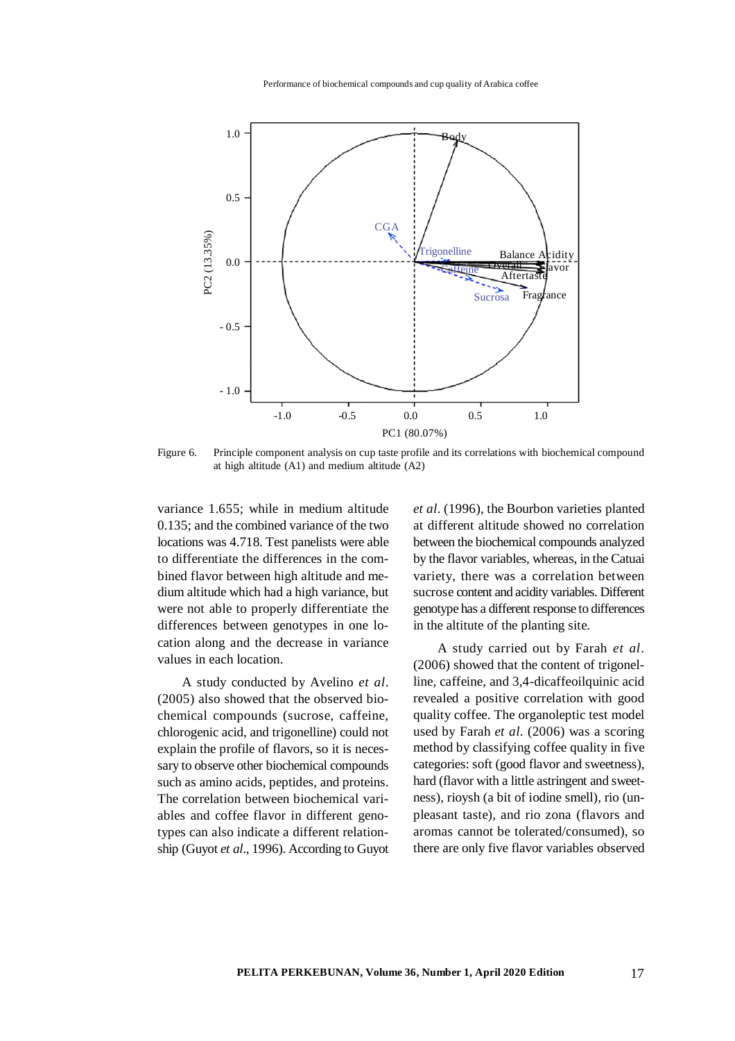Figure 6. Principle component analysis on cup taste profile and its correlations with biochemical compound at high altitude (A1) and medium altitude (A2)

variance 1.655; while in medium altitude 0.135; and the combined variance of the two locations was 4.718. Test panelists were able to differentiate the differences in the combined flavor between high altitude and medium altitude which had a high variance, but were not able to properly differentiate the differences between genotypes in one location along and the decrease in variance values in each location.

A study conducted by Avelino *et al*. (2005) also showed that the observed biochemical compounds (sucrose, caffeine, chlorogenic acid, and trigonelline) could not explain the profile of flavors, so it is necessary to observe other biochemical compounds such as amino acids, peptides, and proteins. The correlation between biochemical variables and coffee flavor in different genotypes can also indicate a different relationship (Guyot *et al*., 1996). According to Guyot *et al*. (1996), the Bourbon varieties planted at different altitude showed no correlation between the biochemical compounds analyzed by the flavor variables, whereas, in the Catuai variety, there was a correlation between sucrose content and acidity variables. Different genotype has a different response to differences in the altitute of the planting site.

A study carried out by Farah *et al*. (2006) showed that the content of trigonelline, caffeine, and 3,4-dicaffeoilquinic acid revealed a positive correlation with good quality coffee. The organoleptic test model used by Farah *et al*. (2006) was a scoring method by classifying coffee quality in five categories: soft (good flavor and sweetness), hard (flavor with a little astringent and sweetness), rioysh (a bit of iodine smell), rio (unpleasant taste), and rio zona (flavors and aromas cannot be tolerated/consumed), so there are only five flavor variables observed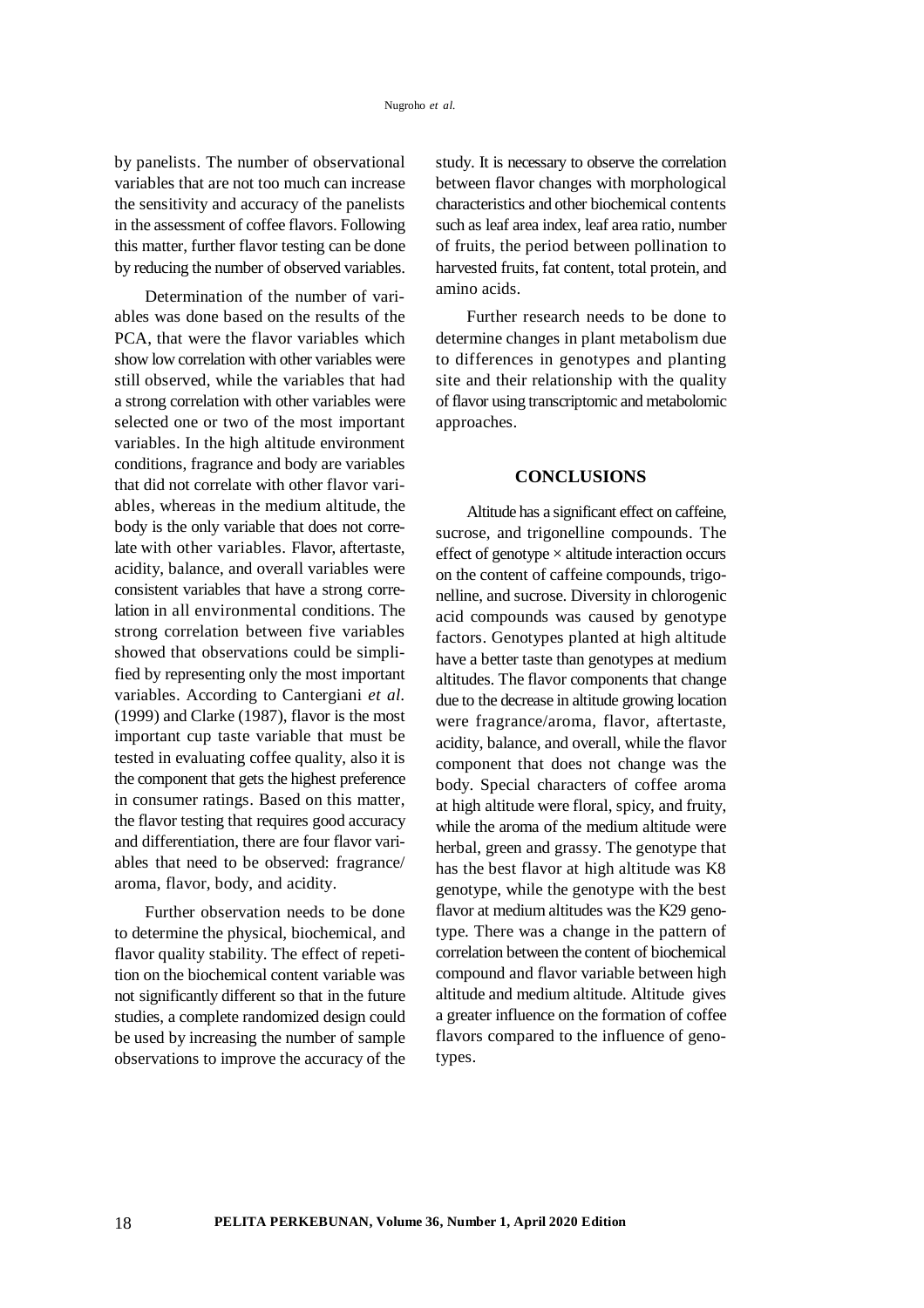by panelists. The number of observational variables that are not too much can increase the sensitivity and accuracy of the panelists in the assessment of coffee flavors. Following this matter, further flavor testing can be done by reducing the number of observed variables.

Determination of the number of variables was done based on the results of the PCA, that were the flavor variables which show low correlation with other variables were still observed, while the variables that had a strong correlation with other variables were selected one or two of the most important variables. In the high altitude environment conditions, fragrance and body are variables that did not correlate with other flavor variables, whereas in the medium altitude, the body is the only variable that does not correlate with other variables. Flavor, aftertaste, acidity, balance, and overall variables were consistent variables that have a strong correlation in all environmental conditions. The strong correlation between five variables showed that observations could be simplified by representing only the most important variables. According to Cantergiani *et al.* (1999) and Clarke (1987), flavor is the most important cup taste variable that must be tested in evaluating coffee quality, also it is the component that gets the highest preference in consumer ratings. Based on this matter, the flavor testing that requires good accuracy and differentiation, there are four flavor variables that need to be observed: fragrance/aroma, flavor, body, and acidity.

Further observation needs to be done to determine the physical, biochemical, and flavor quality stability. The effect of repetition on the biochemical content variable was not significantly different so that in the future studies, a complete randomized design could be used by increasing the number of sample observations to improve the accuracy of the study. It is necessary to observe the correlation between flavor changes with morphological characteristics and other biochemical contents such as leaf area index, leaf area ratio, number of fruits, the period between pollination to harvested fruits, fat content, total protein, and amino acids.

Further research needs to be done to determine changes in plant metabolism due to differences in genotypes and planting site and their relationship with the quality of flavor using transcriptomic and metabolomic approaches.

## CONCLUSIONS

Altitude has a significant effect on caffeine, sucrose, and trigonelline compounds. The effect of genotype × altitude interaction occurs on the content of caffeine compounds, trigonelline, and sucrose. Diversity in chlorogenic acid compounds was caused by genotype factors. Genotypes planted at high altitude have a better taste than genotypes at medium altitudes. The flavor components that change due to the decrease in altitude growing location were fragrance/aroma, flavor, aftertaste, acidity, balance, and overall, while the flavor component that does not change was the body. Special characters of coffee aroma at high altitude were floral, spicy, and fruity, while the aroma of the medium altitude were herbal, green and grassy. The genotype that has the best flavor at high altitude was K8 genotype, while the genotype with the best flavor at medium altitudes was the K29 genotype. There was a change in the pattern of correlation between the content of biochemical compound and flavor variable between high altitude and medium altitude. Altitude gives a greater influence on the formation of coffee flavors compared to the influence of genotypes.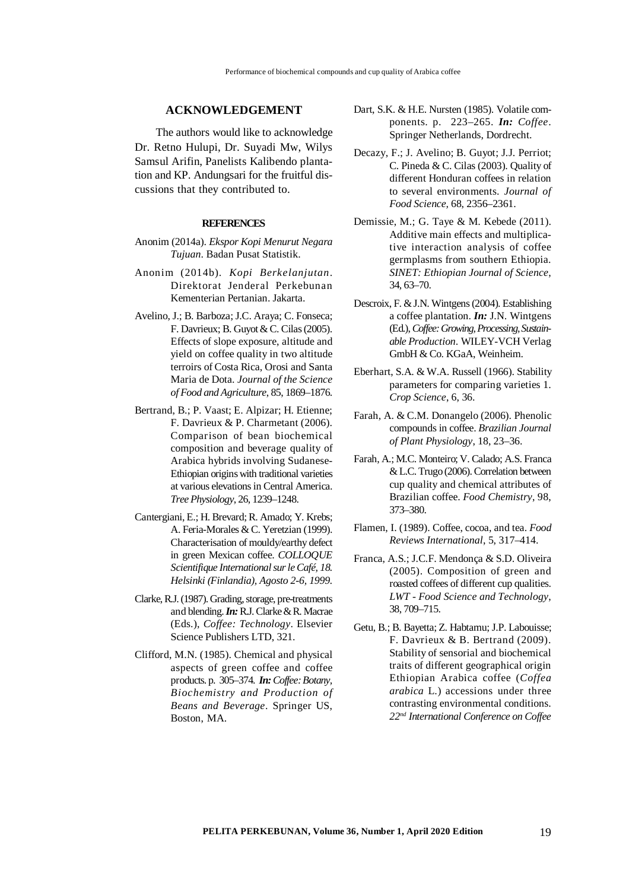## ACKNOWLEDGEMENT

The authors would like to acknowledge Dr. Retno Hulupi, Dr. Suyadi Mw, Wilys Samsul Arifin, Panelists Kalibendo plantation and KP. Andungsari for the fruitful discussions that they contributed to.

## REFERENCES

Anonim (2014a). *Ekspor Kopi Menurut Negara Tujuan*. Badan Pusat Statistik.

Anonim (2014b). *Kopi Berkelanjutan*. Direktorat Jenderal Perkebunan Kementerian Pertanian. Jakarta.

Avelino, J.; B. Barboza; J.C. Araya; C. Fonseca; F. Davrieux; B. Guyot & C. Cilas (2005). Effects of slope exposure, altitude and yield on coffee quality in two altitude terroirs of Costa Rica, Orosi and Santa Maria de Dota. *Journal of the Science of Food and Agriculture*, 85, 1869–1876.

Bertrand, B.; P. Vaast; E. Alpizar; H. Etienne; F. Davrieux & P. Charmetant (2006). Comparison of bean biochemical composition and beverage quality of Arabica hybrids involving Sudanese-Ethiopian origins with traditional varieties at various elevations in Central America. *Tree Physiology*, 26, 1239–1248.

Cantergiani, E.; H. Brevard; R. Amado; Y. Krebs; A. Feria-Morales & C. Yeretzian (1999). Characterisation of mouldy/earthy defect in green Mexican coffee. *COLLOQUE Scientifique International sur le Café, 18. Helsinki (Finlandia), Agosto 2-6, 1999.*

Clarke, R.J. (1987). Grading, storage, pre-treatments and blending. ***In:*** R.J. Clarke & R. Macrae (Eds.), *Coffee: Technology*. Elsevier Science Publishers LTD, 321.

Clifford, M.N. (1985). Chemical and physical aspects of green coffee and coffee products. p. 305–374. ***In:*** *Coffee: Botany, Biochemistry and Production of Beans and Beverage*. Springer US, Boston, MA.

Dart, S.K. & H.E. Nursten (1985). Volatile components. p. 223–265. ***In:*** *Coffee*. Springer Netherlands, Dordrecht.

Decazy, F.; J. Avelino; B. Guyot; J.J. Perriot; C. Pineda & C. Cilas (2003). Quality of different Honduran coffees in relation to several environments. *Journal of Food Science*, 68, 2356–2361.

Demissie, M.; G. Taye & M. Kebede (2011). Additive main effects and multiplicative interaction analysis of coffee germplasms from southern Ethiopia. *SINET: Ethiopian Journal of Science*, 34, 63–70.

Descroix, F. & J.N. Wintgens (2004). Establishing a coffee plantation. ***In:*** J.N. Wintgens (Ed.), *Coffee: Growing, Processing, Sustainable Production*. WILEY-VCH Verlag GmbH & Co. KGaA, Weinheim.

Eberhart, S.A. & W.A. Russell (1966). Stability parameters for comparing varieties 1. *Crop Science*, 6, 36.

Farah, A. & C.M. Donangelo (2006). Phenolic compounds in coffee. *Brazilian Journal of Plant Physiology*, 18, 23–36.

Farah, A.; M.C. Monteiro; V. Calado; A.S. Franca & L.C. Trugo (2006). Correlation between cup quality and chemical attributes of Brazilian coffee. *Food Chemistry*, 98, 373–380.

Flamen, I. (1989). Coffee, cocoa, and tea. *Food Reviews International*, 5, 317–414.

Franca, A.S.; J.C.F. Mendonça & S.D. Oliveira (2005). Composition of green and roasted coffees of different cup qualities. *LWT - Food Science and Technology*, 38, 709–715.

Getu, B.; B. Bayetta; Z. Habtamu; J.P. Labouisse; F. Davrieux & B. Bertrand (2009). Stability of sensorial and biochemical traits of different geographical origin Ethiopian Arabica coffee (*Coffea arabica* L.) accessions under three contrasting environmental conditions. *22nd International Conference on Coffee*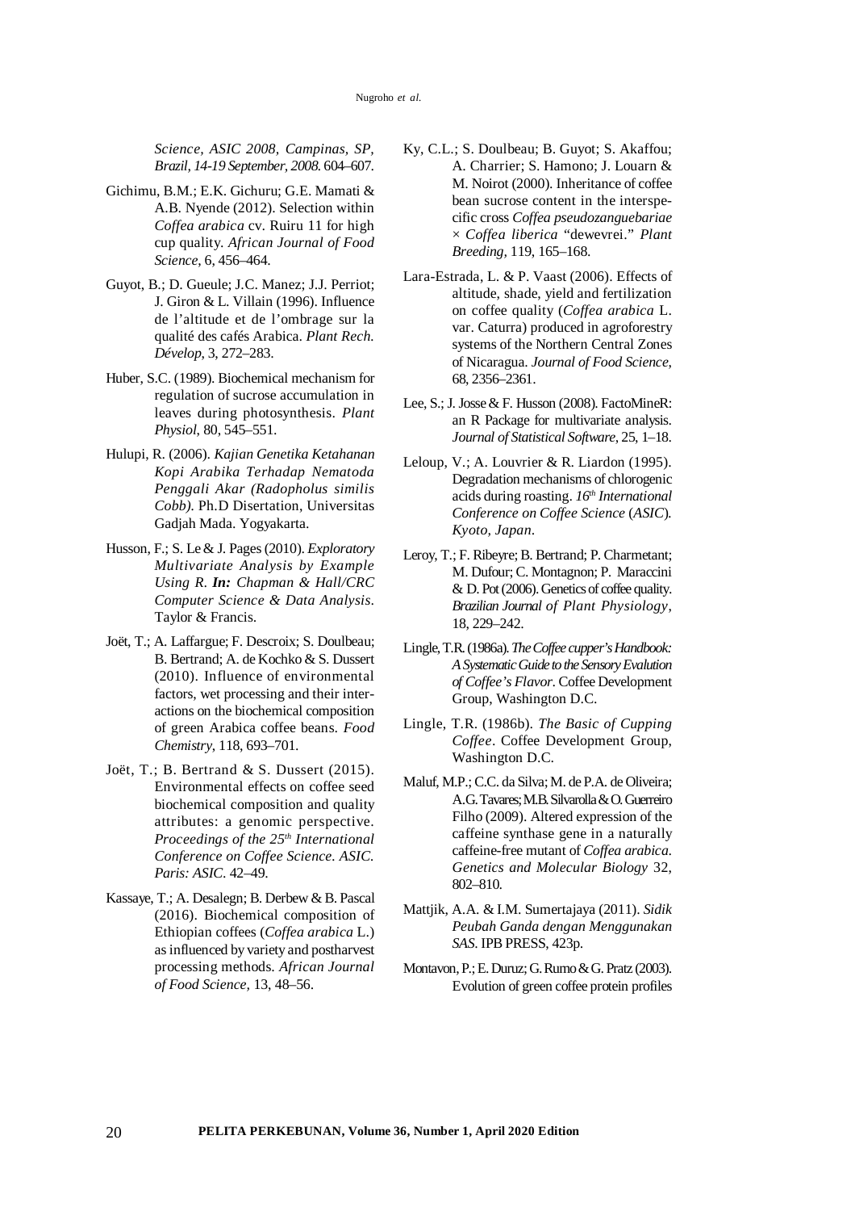*Science, ASIC 2008, Campinas, SP, Brazil, 14-19 September, 2008.* 604–607.

Gichimu, B.M.; E.K. Gichuru; G.E. Mamati & A.B. Nyende (2012). Selection within *Coffea arabica* cv. Ruiru 11 for high cup quality. *African Journal of Food Science,* 6, 456–464.

Guyot, B.; D. Gueule; J.C. Manez; J.J. Perriot; J. Giron & L. Villain (1996). Influence de l'altitude et de l'ombrage sur la qualité des cafés Arabica. *Plant Rech. Dévelop,* 3, 272–283.

Huber, S.C. (1989). Biochemical mechanism for regulation of sucrose accumulation in leaves during photosynthesis. *Plant Physiol,* 80, 545–551.

Hulupi, R. (2006). *Kajian Genetika Ketahanan Kopi Arabika Terhadap Nematoda Penggali Akar (Radopholus similis Cobb).* Ph.D Disertation, Universitas Gadjah Mada. Yogyakarta.

Husson, F.; S. Le & J. Pages (2010). *Exploratory Multivariate Analysis by Example Using R. **In:** Chapman & Hall/CRC Computer Science & Data Analysis.* Taylor & Francis.

Joët, T.; A. Laffargue; F. Descroix; S. Doulbeau; B. Bertrand; A. de Kochko & S. Dussert (2010). Influence of environmental factors, wet processing and their interactions on the biochemical composition of green Arabica coffee beans. *Food Chemistry,* 118, 693–701.

Joët, T.; B. Bertrand & S. Dussert (2015). Environmental effects on coffee seed biochemical composition and quality attributes: a genomic perspective. *Proceedings of the 25th International Conference on Coffee Science. ASIC. Paris: ASIC.* 42–49.

Kassaye, T.; A. Desalegn; B. Derbew & B. Pascal (2016). Biochemical composition of Ethiopian coffees (*Coffea arabica* L.) as influenced by variety and postharvest processing methods. *African Journal of Food Science,* 13, 48–56.

Ky, C.L.; S. Doulbeau; B. Guyot; S. Akaffou; A. Charrier; S. Hamono; J. Louarn & M. Noirot (2000). Inheritance of coffee bean sucrose content in the interspecific cross *Coffea pseudozanguebariae × Coffea liberica* "dewevrei." *Plant Breeding,* 119, 165–168.

Lara-Estrada, L. & P. Vaast (2006). Effects of altitude, shade, yield and fertilization on coffee quality (*Coffea arabica* L. var. Caturra) produced in agroforestry systems of the Northern Central Zones of Nicaragua. *Journal of Food Science,* 68, 2356–2361.

Lee, S.; J. Josse & F. Husson (2008). FactoMineR: an R Package for multivariate analysis. *Journal of Statistical Software,* 25, 1–18.

Leloup, V.; A. Louvrier & R. Liardon (1995). Degradation mechanisms of chlorogenic acids during roasting. *16th International Conference on Coffee Science (ASIC). Kyoto, Japan.*

Leroy, T.; F. Ribeyre; B. Bertrand; P. Charmetant; M. Dufour; C. Montagnon; P. Maraccini & D. Pot (2006). Genetics of coffee quality. *Brazilian Journal of Plant Physiology,* 18, 229–242.

Lingle, T.R. (1986a). *The Coffee cupper's Handbook: A Systematic Guide to the Sensory Evalution of Coffee's Flavor.* Coffee Development Group, Washington D.C.

Lingle, T.R. (1986b). *The Basic of Cupping Coffee.* Coffee Development Group, Washington D.C.

Maluf, M.P.; C.C. da Silva; M. de P.A. de Oliveira; A.G. Tavares; M.B. Silvarolla & O. Guerreiro Filho (2009). Altered expression of the caffeine synthase gene in a naturally caffeine-free mutant of *Coffea arabica. Genetics and Molecular Biology* 32, 802–810.

Mattjik, A.A. & I.M. Sumertajaya (2011). *Sidik Peubah Ganda dengan Menggunakan SAS.* IPB PRESS, 423p.

Montavon, P.; E. Duruz; G. Rumo & G. Pratz (2003). Evolution of green coffee protein profiles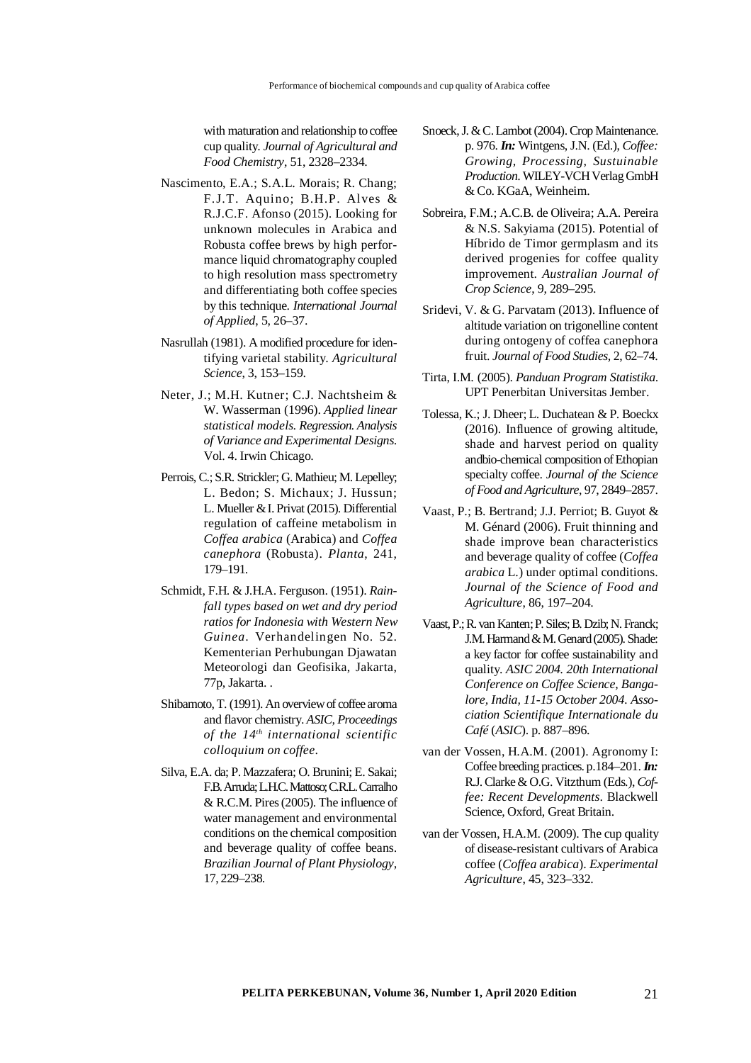with maturation and relationship to coffee cup quality. *Journal of Agricultural and Food Chemistry*, 51, 2328–2334.

Nascimento, E.A.; S.A.L. Morais; R. Chang; F.J.T. Aquino; B.H.P. Alves & R.J.C.F. Afonso (2015). Looking for unknown molecules in Arabica and Robusta coffee brews by high performance liquid chromatography coupled to high resolution mass spectrometry and differentiating both coffee species by this technique. *International Journal of Applied*, 5, 26–37.

Nasrullah (1981). A modified procedure for identifying varietal stability. *Agricultural Science*, 3, 153–159.

Neter, J.; M.H. Kutner; C.J. Nachtsheim & W. Wasserman (1996). *Applied linear statistical models. Regression. Analysis of Variance and Experimental Designs.* Vol. 4. Irwin Chicago.

Perrois, C.; S.R. Strickler; G. Mathieu; M. Lepelley; L. Bedon; S. Michaux; J. Hussun; L. Mueller & I. Privat (2015). Differential regulation of caffeine metabolism in *Coffea arabica* (Arabica) and *Coffea canephora* (Robusta). *Planta*, 241, 179–191.

Schmidt, F.H. & J.H.A. Ferguson. (1951). *Rainfall types based on wet and dry period ratios for Indonesia with Western New Guinea*. Verhandelingen No. 52. Kementerian Perhubungan Djawatan Meteorologi dan Geofisika, Jakarta, 77p, Jakarta. .

Shibamoto, T. (1991). An overview of coffee aroma and flavor chemistry. *ASIC, Proceedings of the 14th international scientific colloquium on coffee*.

Silva, E.A. da; P. Mazzafera; O. Brunini; E. Sakai; F.B. Arruda; L.H.C. Mattoso; C.R.L. Carralho & R.C.M. Pires (2005). The influence of water management and environmental conditions on the chemical composition and beverage quality of coffee beans. *Brazilian Journal of Plant Physiology*, 17, 229–238.

Snoeck, J. & C. Lambot (2004). Crop Maintenance. p. 976. ***In:*** Wintgens, J.N. (Ed.), *Coffee: Growing, Processing, Sustuinable Production*. WILEY-VCH Verlag GmbH & Co. KGaA, Weinheim.

Sobreira, F.M.; A.C.B. de Oliveira; A.A. Pereira & N.S. Sakyiama (2015). Potential of Híbrido de Timor germplasm and its derived progenies for coffee quality improvement. *Australian Journal of Crop Science*, 9, 289–295.

Sridevi, V. & G. Parvatam (2013). Influence of altitude variation on trigonelline content during ontogeny of coffea canephora fruit. *Journal of Food Studies*, 2, 62–74.

Tirta, I.M. (2005). *Panduan Program Statistika*. UPT Penerbitan Universitas Jember.

Tolessa, K.; J. Dheer; L. Duchatean & P. Boeckx (2016). Influence of growing altitude, shade and harvest period on quality andbio-chemical composition of Ethopian specialty coffee. *Journal of the Science of Food and Agriculture*, 97, 2849–2857.

Vaast, P.; B. Bertrand; J.J. Perriot; B. Guyot & M. Génard (2006). Fruit thinning and shade improve bean characteristics and beverage quality of coffee (*Coffea arabica* L.) under optimal conditions. *Journal of the Science of Food and Agriculture*, 86, 197–204.

Vaast, P.; R. van Kanten; P. Siles; B. Dzib; N. Franck; J.M. Harmand & M. Genard (2005). Shade: a key factor for coffee sustainability and quality. *ASIC 2004. 20th International Conference on Coffee Science, Bangalore, India, 11-15 October 2004. Association Scientifique Internationale du Café* (*ASIC*). p. 887–896.

van der Vossen, H.A.M. (2001). Agronomy I: Coffee breeding practices. p.184–201. ***In:*** R.J. Clarke & O.G. Vitzthum (Eds.), *Coffee: Recent Developments*. Blackwell Science, Oxford, Great Britain.

van der Vossen, H.A.M. (2009). The cup quality of disease-resistant cultivars of Arabica coffee (*Coffea arabica*). *Experimental Agriculture*, 45, 323–332.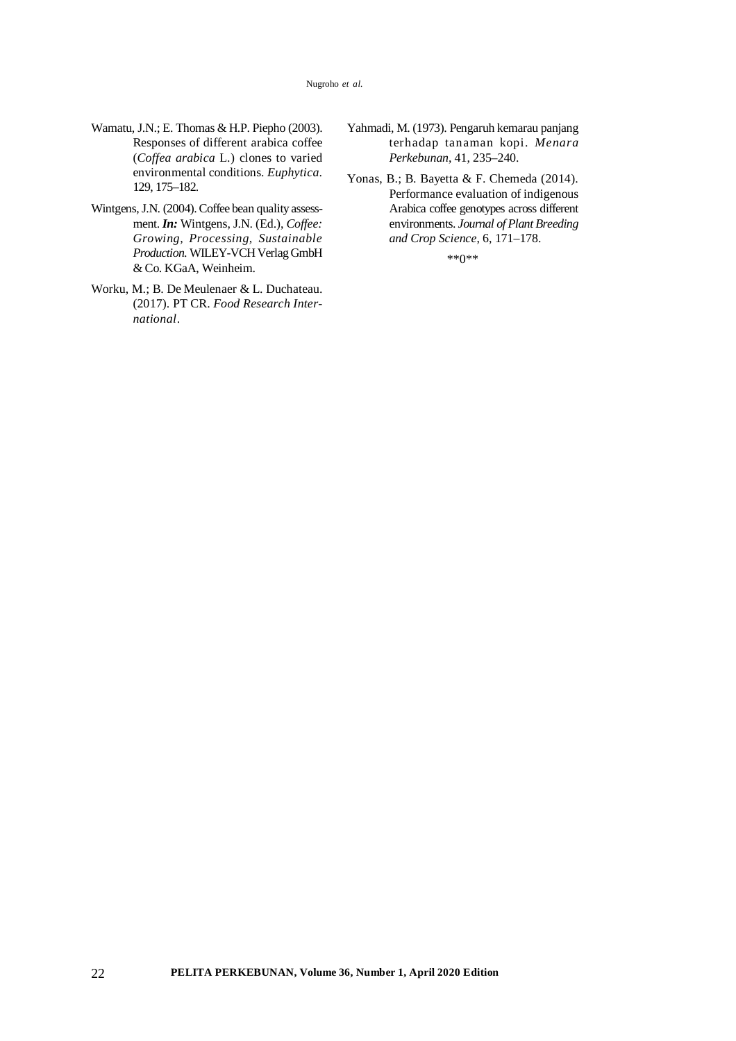Wamatu, J.N.; E. Thomas & H.P. Piepho (2003). Responses of different arabica coffee (*Coffea arabica* L.) clones to varied environmental conditions. *Euphytica*. 129, 175–182.

Wintgens, J.N. (2004). Coffee bean quality assessment. ***In:*** Wintgens, J.N. (Ed.), *Coffee: Growing, Processing, Sustainable Production*. WILEY-VCH Verlag GmbH & Co. KGaA, Weinheim.

Worku, M.; B. De Meulenaer & L. Duchateau. (2017). PT CR. *Food Research International*.

Yahmadi, M. (1973). Pengaruh kemarau panjang terhadap tanaman kopi. *Menara Perkebunan*, 41, 235–240.

Yonas, B.; B. Bayetta & F. Chemeda (2014). Performance evaluation of indigenous Arabica coffee genotypes across different environments. *Journal of Plant Breeding and Crop Science*, 6, 171–178.

**0**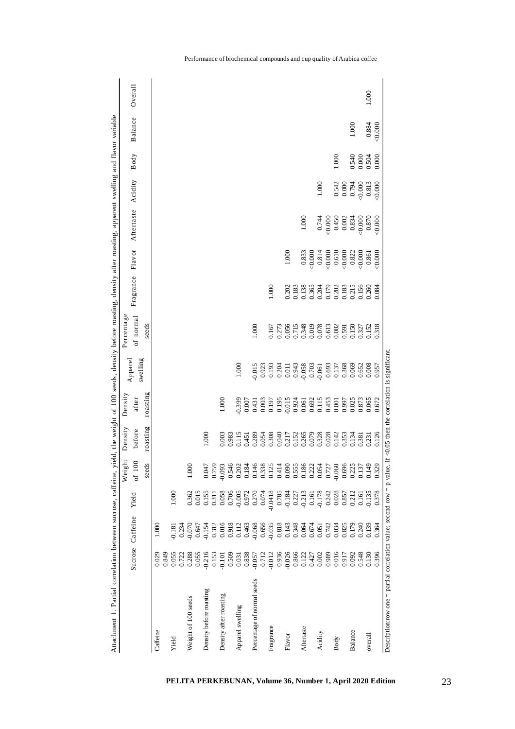Attachment 1. Partial correlation between sucrose, caffeine, yield, the weight of 100 seeds, density before roasting, density after roasting, apparent swelling and flavor variable

| | Sucrose | Caffeine | Yield | Weight of 100 seeds | Density before roasting | Density after roasting | Apparel swelling | Percentage of normal seeds | Fragrance | Flavor | Aftertaste | Acidity | Body | Balance | Overall |
|---|---|---|---|---|---|---|---|---|---|---|---|---|---|---|---|
| Caffeine | 0.029 | 1.000 | | | | | | | | | | | | | |
| | 0.849 | | | | | | | | | | | | | | |
| Yield | 0.055 | -0.181 | 1.000 | | | | | | | | | | | | |
| | 0.722 | 0.234 | | | | | | | | | | | | | |
| Weight of 100 seeds | 0.288 | -0.070 | 0.362 | 1.000 | | | | | | | | | | | |
| | 0.055 | 0.647 | 0.015 | | | | | | | | | | | | |
| Density before roasting | -0.216 | -0.154 | 0.155 | 0.047 | 1.000 | | | | | | | | | | |
| | 0.153 | 0.312 | 0.311 | 0.759 | | | | | | | | | | | |
| Density after roasting | -0.101 | 0.016 | 0.058 | -0.093 | 0.003 | 1.000 | | | | | | | | | |
| | 0.509 | 0.918 | 0.706 | 0.546 | 0.983 | | | | | | | | | | |
| Apparel swelling | 0.031 | 0.112 | -0.005 | 0.202 | 0.115 | -0.399 | 1.000 | | | | | | | | |
| | 0.838 | 0.463 | 0.972 | 0.184 | 0.451 | 0.007 | | | | | | | | | |
| Percentage of normal seeds | -0.057 | -0.068 | 0.270 | 0.146 | 0.289 | 0.431 | -0.015 | 1.000 | | | | | | | |
| | 0.712 | 0.656 | 0.074 | 0.338 | 0.054 | 0.003 | 0.923 | | | | | | | | |
| Fragrance | -0.012 | -0.035 | -0.0418 | 0.125 | 0.308 | 0.197 | 0.193 | 0.167 | 1.000 | | | | | | |
| | 0.936 | 0.818 | 0.785 | 0.414 | 0.040 | 0.195 | 0.204 | 0.273 | | | | | | | |
| Flavor | -0.026 | 0.143 | -0.184 | 0.090 | 0.217 | -0.015 | 0.011 | 0.056 | 0.202 | 1.000 | | | | | |
| | 0.866 | 0.348 | 0.227 | 0.555 | 0.152 | 0.924 | 0.943 | 0.715 | 0.183 | | | | | | |
| Aftertaste | 0.122 | 0.064 | -0.213 | 0.186 | 0.265 | 0.061 | -0.058 | 0.348 | 0.138 | 0.833 | 1.000 | | | | |
| | 0.427 | 0.674 | 0.161 | 0.222 | 0.079 | 0.692 | 0.703 | 0.019 | 0.365 | <0.000 | | | | | |
| Acidity | 0.002 | 0.051 | -0.178 | 0.054 | 0.328 | 0.115 | -0.061 | 0.078 | 0.204 | 0.814 | 0.744 | 1.000 | | | |
| | 0.989 | 0.742 | 0.242 | 0.727 | 0.028 | 0.453 | 0.693 | 0.613 | 0.179 | <0.000 | <0.000 | | | | |
| Body | 0.016 | 0.034 | 0.028 | -0.060 | 0.142 | 0.001 | 0.137 | 0.082 | 0.202 | 0.610 | 0.450 | 0.542 | 1.000 | | |
| | 0.917 | 0.825 | 0.857 | 0.696 | 0.353 | 0.997 | 0.368 | 0.591 | 0.183 | <0.000 | 0.002 | 0.000 | | | |
| Balance | 0.092 | 0.179 | -0.212 | 0.225 | 0.134 | 0.025 | 0.069 | 0.150 | 0.215 | 0.822 | 0.834 | 0.794 | 0.540 | 1.000 | |
| | 0.548 | 0.240 | 0.161 | 0.137 | 0.381 | 0.873 | 0.652 | 0.327 | 0.156 | <0.000 | <0.000 | <0.000 | 0.000 | | |
| overall | 0.130 | 0.139 | -0.135 | 0.149 | 0.231 | 0.065 | 0.008 | 0.152 | 0.260 | 0.861 | 0.870 | 0.813 | 0.504 | 0.884 | 1.000 |
| | 0.396 | 0.364 | 0.378 | 0.329 | 0.126 | 0.672 | 0.957 | 0.318 | 0.084 | <0.000 | <0.000 | <0.000 | 0.000 | <0.000 | |

Description:row one = partial correlation value; second row = p value, if <0.05 then the correlation is significant.